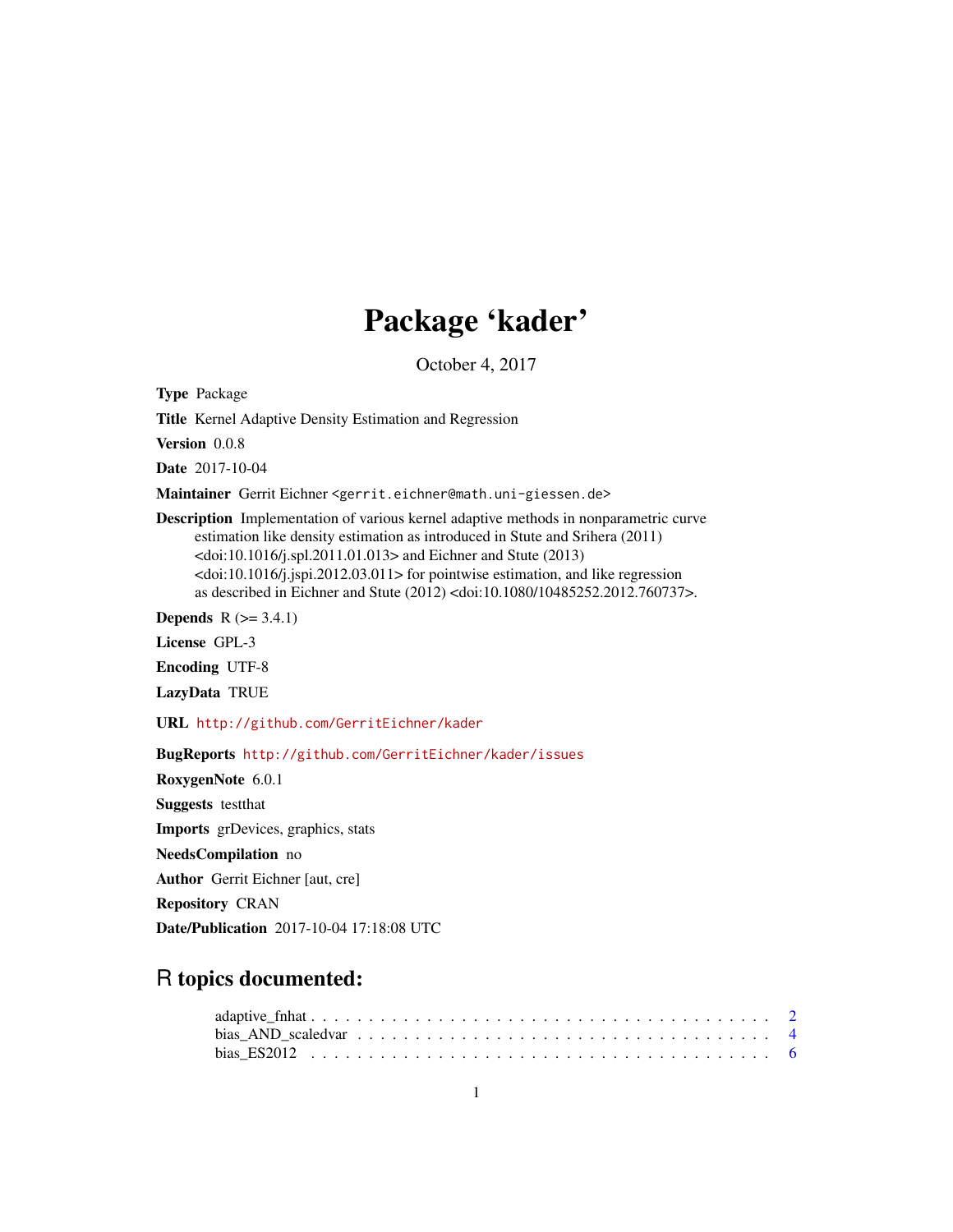# Package 'kader'

October 4, 2017

**Type** Package

**Title** Kernel Adaptive Density Estimation and Regression

**Version** 0.0.8

**Date** 2017-10-04

**Maintainer** Gerrit Eichner <gerrit.eichner@math.uni-giessen.de>

**Description** Implementation of various kernel adaptive methods in nonparametric curve estimation like density estimation as introduced in Stute and Srihera (2011) <doi:10.1016/j.spl.2011.01.013> and Eichner and Stute (2013) <doi:10.1016/j.jspi.2012.03.011> for pointwise estimation, and like regression as described in Eichner and Stute (2012) <doi:10.1080/10485252.2012.760737>.

**Depends** R (>= 3.4.1)

**License** GPL-3

**Encoding** UTF-8

**LazyData** TRUE

**URL** http://github.com/GerritEichner/kader

**BugReports** http://github.com/GerritEichner/kader/issues

**RoxygenNote** 6.0.1

**Suggests** testthat

**Imports** grDevices, graphics, stats

**NeedsCompilation** no

**Author** Gerrit Eichner [aut, cre]

**Repository** CRAN

**Date/Publication** 2017-10-04 17:18:08 UTC

## R topics documented:

- adaptive_fnhat . . . . . . . . . . . . . . . . . . . . . . . . . . . . . . . . . . . . . . 2
- bias_AND_scaledvar . . . . . . . . . . . . . . . . . . . . . . . . . . . . . . . . . . . 4
- bias_ES2012 . . . . . . . . . . . . . . . . . . . . . . . . . . . . . . . . . . . . . . . 6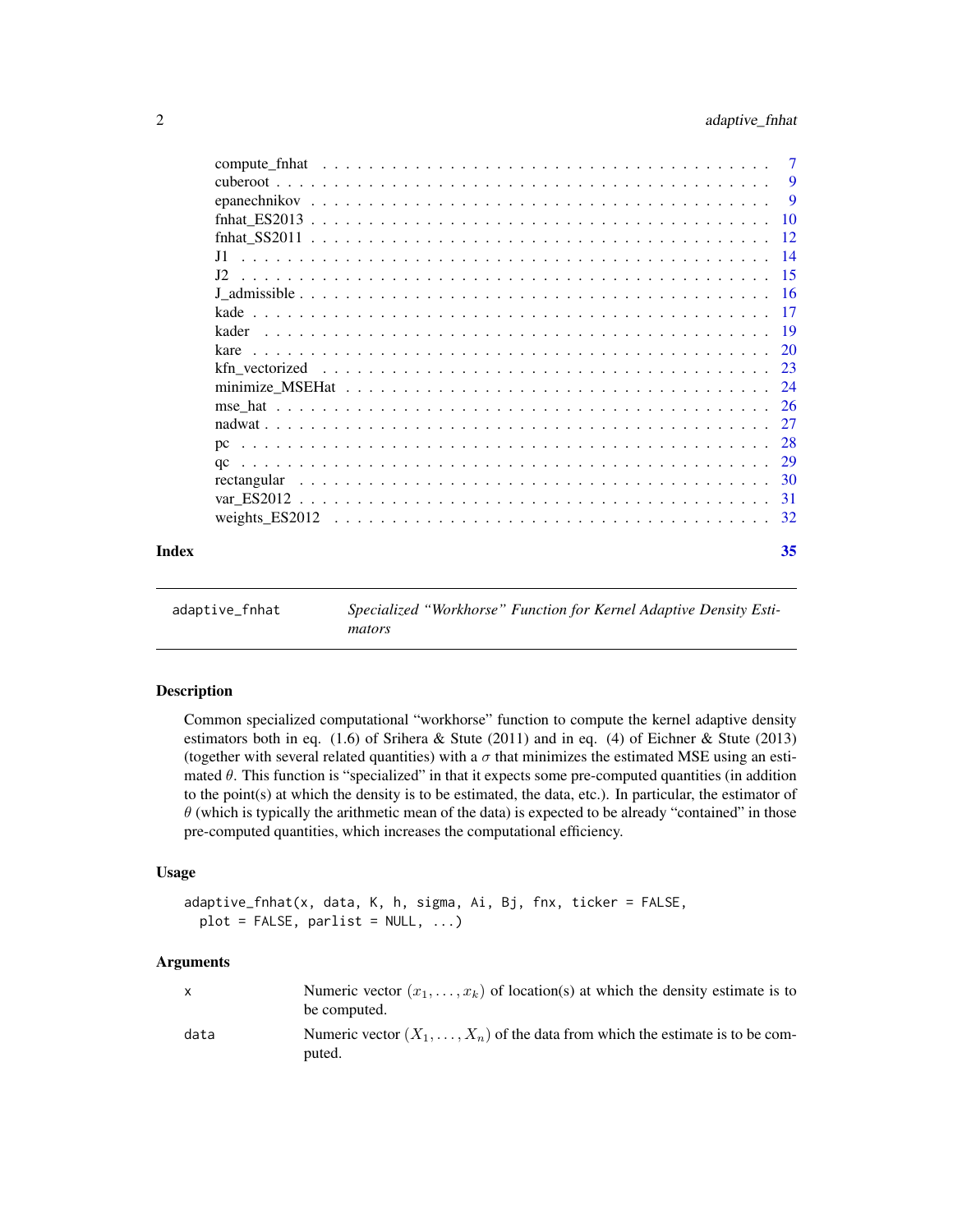| | |
|---|---|
| compute_fnhat | 7 |
| cuberoot | 9 |
| epanechnikov | 9 |
| fnhat_ES2013 | 10 |
| fnhat_SS2011 | 12 |
| J1 | 14 |
| J2 | 15 |
| J_admissible | 16 |
| kade | 17 |
| kader | 19 |
| kare | 20 |
| kfn_vectorized | 23 |
| minimize_MSEHat | 24 |
| mse_hat | 26 |
| nadwat | 27 |
| pc | 28 |
| qc | 29 |
| rectangular | 30 |
| var_ES2012 | 31 |
| weights_ES2012 | 32 |

**Index** 35

---

`adaptive_fnhat` — *Specialized "Workhorse" Function for Kernel Adaptive Density Estimators*

---

## Description

Common specialized computational "workhorse" function to compute the kernel adaptive density estimators both in eq. (1.6) of Srihera & Stute (2011) and in eq. (4) of Eichner & Stute (2013) (together with several related quantities) with a $\sigma$ that minimizes the estimated MSE using an estimated $\theta$. This function is "specialized" in that it expects some pre-computed quantities (in addition to the point(s) at which the density is to be estimated, the data, etc.). In particular, the estimator of $\theta$ (which is typically the arithmetic mean of the data) is expected to be already "contained" in those pre-computed quantities, which increases the computational efficiency.

## Usage

```
adaptive_fnhat(x, data, K, h, sigma, Ai, Bj, fnx, ticker = FALSE,
  plot = FALSE, parlist = NULL, ...)
```

## Arguments

| | |
|---|---|
| x | Numeric vector $(x_1, \ldots, x_k)$ of location(s) at which the density estimate is to be computed. |
| data | Numeric vector $(X_1, \ldots, X_n)$ of the data from which the estimate is to be computed. |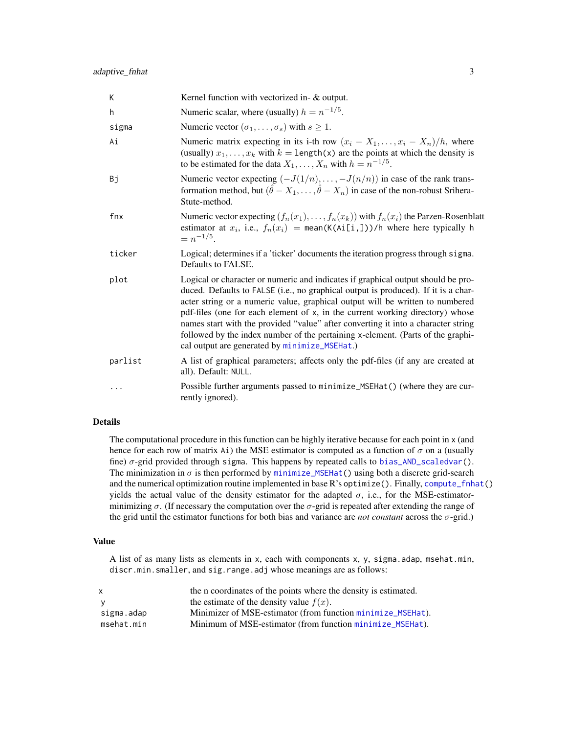| | |
|---|---|
| K | Kernel function with vectorized in- & output. |
| h | Numeric scalar, where (usually) $h = n^{-1/5}$. |
| sigma | Numeric vector $(\sigma_1, \ldots, \sigma_s)$ with $s \geq 1$. |
| Ai | Numeric matrix expecting in its i-th row $(x_i - X_1, \ldots, x_i - X_n)/h$, where (usually) $x_1, \ldots, x_k$ with $k =$ `length(x)` are the points at which the density is to be estimated for the data $X_1, \ldots, X_n$ with $h = n^{-1/5}$. |
| Bj | Numeric vector expecting $(-J(1/n), \ldots, -J(n/n))$ in case of the rank transformation method, but $(\hat{\theta} - X_1, \ldots, \hat{\theta} - X_n)$ in case of the non-robust Srihera-Stute-method. |
| fnx | Numeric vector expecting $(f_n(x_1), \ldots, f_n(x_k))$ with $f_n(x_i)$ the Parzen-Rosenblatt estimator at $x_i$, i.e., $f_n(x_i)$ = `mean(K(Ai[i,]))/h` where here typically `h` $= n^{-1/5}$. |
| ticker | Logical; determines if a 'ticker' documents the iteration progress through `sigma`. Defaults to FALSE. |
| plot | Logical or character or numeric and indicates if graphical output should be produced. Defaults to `FALSE` (i.e., no graphical output is produced). If it is a character string or a numeric value, graphical output will be written to numbered pdf-files (one for each element of `x`, in the current working directory) whose names start with the provided "value" after converting it into a character string followed by the index number of the pertaining `x`-element. (Parts of the graphical output are generated by `minimize_MSEHat`.) |
| parlist | A list of graphical parameters; affects only the pdf-files (if any are created at all). Default: `NULL`. |
| ... | Possible further arguments passed to `minimize_MSEHat()` (where they are currently ignored). |

## Details

The computational procedure in this function can be highly iterative because for each point in `x` (and hence for each row of matrix `Ai`) the MSE estimator is computed as a function of $\sigma$ on a (usually fine) $\sigma$-grid provided through `sigma`. This happens by repeated calls to `bias_AND_scaledvar()`. The minimization in $\sigma$ is then performed by `minimize_MSEHat()` using both a discrete grid-search and the numerical optimization routine implemented in base R's `optimize()`. Finally, `compute_fnhat()` yields the actual value of the density estimator for the adapted $\sigma$, i.e., for the MSE-estimator-minimizing $\sigma$. (If necessary the computation over the $\sigma$-grid is repeated after extending the range of the grid until the estimator functions for both bias and variance are *not constant* across the $\sigma$-grid.)

## Value

A list of as many lists as elements in `x`, each with components `x`, `y`, `sigma.adap`, `msehat.min`, `discr.min.smaller`, and `sig.range.adj` whose meanings are as follows:

| | |
|---|---|
| x | the n coordinates of the points where the density is estimated. |
| y | the estimate of the density value $f(x)$. |
| sigma.adap | Minimizer of MSE-estimator (from function `minimize_MSEHat`). |
| msehat.min | Minimum of MSE-estimator (from function `minimize_MSEHat`). |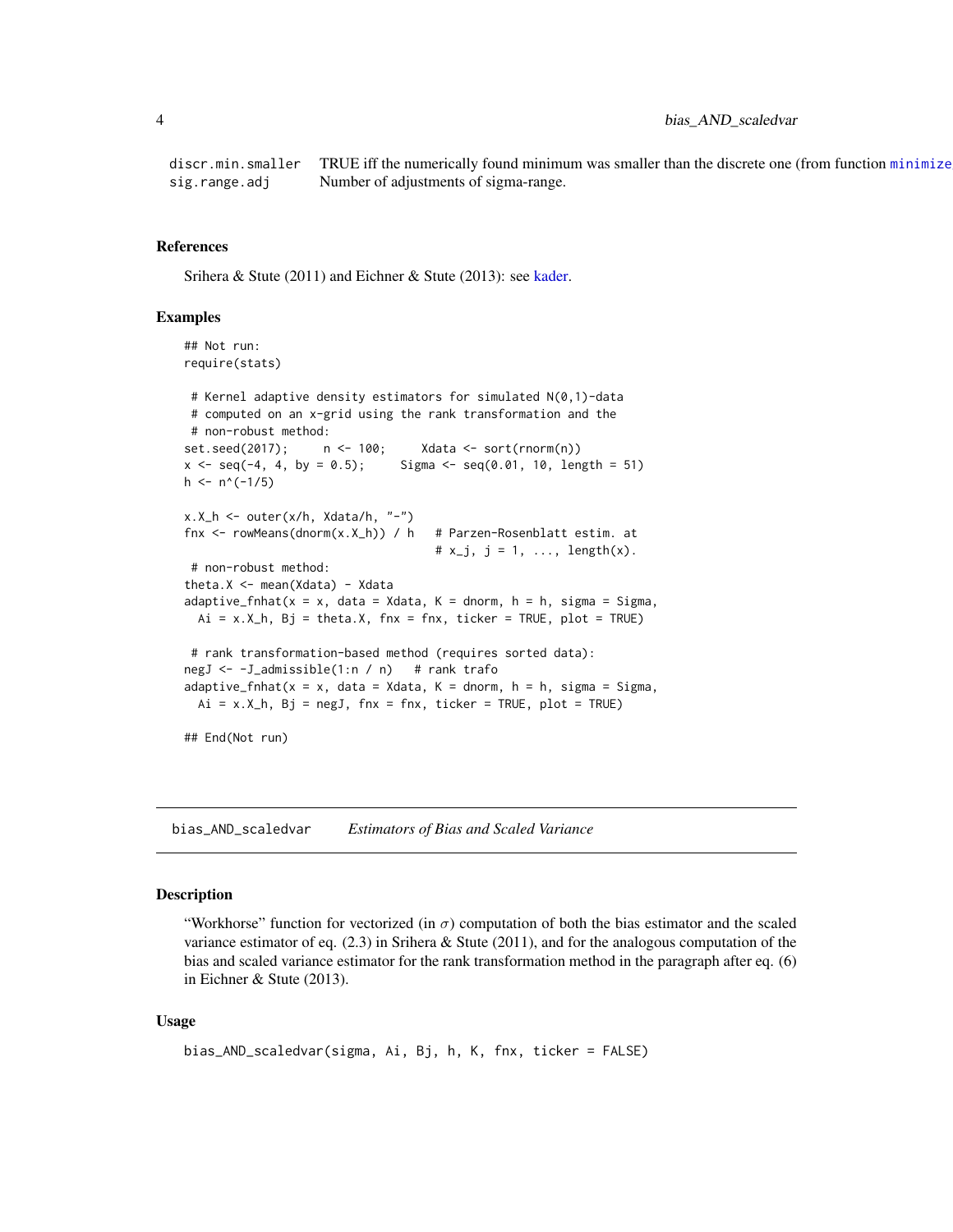| | |
|---|---|
| discr.min.smaller | TRUE iff the numerically found minimum was smaller than the discrete one (from function minimize |
| sig.range.adj | Number of adjustments of sigma-range. |

### References

Srihera & Stute (2011) and Eichner & Stute (2013): see kader.

### Examples

```
## Not run:
require(stats)

 # Kernel adaptive density estimators for simulated N(0,1)-data
 # computed on an x-grid using the rank transformation and the
 # non-robust method:
set.seed(2017);     n <- 100;     Xdata <- sort(rnorm(n))
x <- seq(-4, 4, by = 0.5);     Sigma <- seq(0.01, 10, length = 51)
h <- n^(-1/5)

x.X_h <- outer(x/h, Xdata/h, "-")
fnx <- rowMeans(dnorm(x.X_h)) / h   # Parzen-Rosenblatt estim. at
                                    # x_j, j = 1, ..., length(x).
 # non-robust method:
theta.X <- mean(Xdata) - Xdata
adaptive_fnhat(x = x, data = Xdata, K = dnorm, h = h, sigma = Sigma,
  Ai = x.X_h, Bj = theta.X, fnx = fnx, ticker = TRUE, plot = TRUE)

 # rank transformation-based method (requires sorted data):
negJ <- -J_admissible(1:n / n)   # rank trafo
adaptive_fnhat(x = x, data = Xdata, K = dnorm, h = h, sigma = Sigma,
  Ai = x.X_h, Bj = negJ, fnx = fnx, ticker = TRUE, plot = TRUE)

## End(Not run)
```

---

## bias_AND_scaledvar *Estimators of Bias and Scaled Variance*

### Description

"Workhorse" function for vectorized (in $\sigma$) computation of both the bias estimator and the scaled variance estimator of eq. (2.3) in Srihera & Stute (2011), and for the analogous computation of the bias and scaled variance estimator for the rank transformation method in the paragraph after eq. (6) in Eichner & Stute (2013).

### Usage

```
bias_AND_scaledvar(sigma, Ai, Bj, h, K, fnx, ticker = FALSE)
```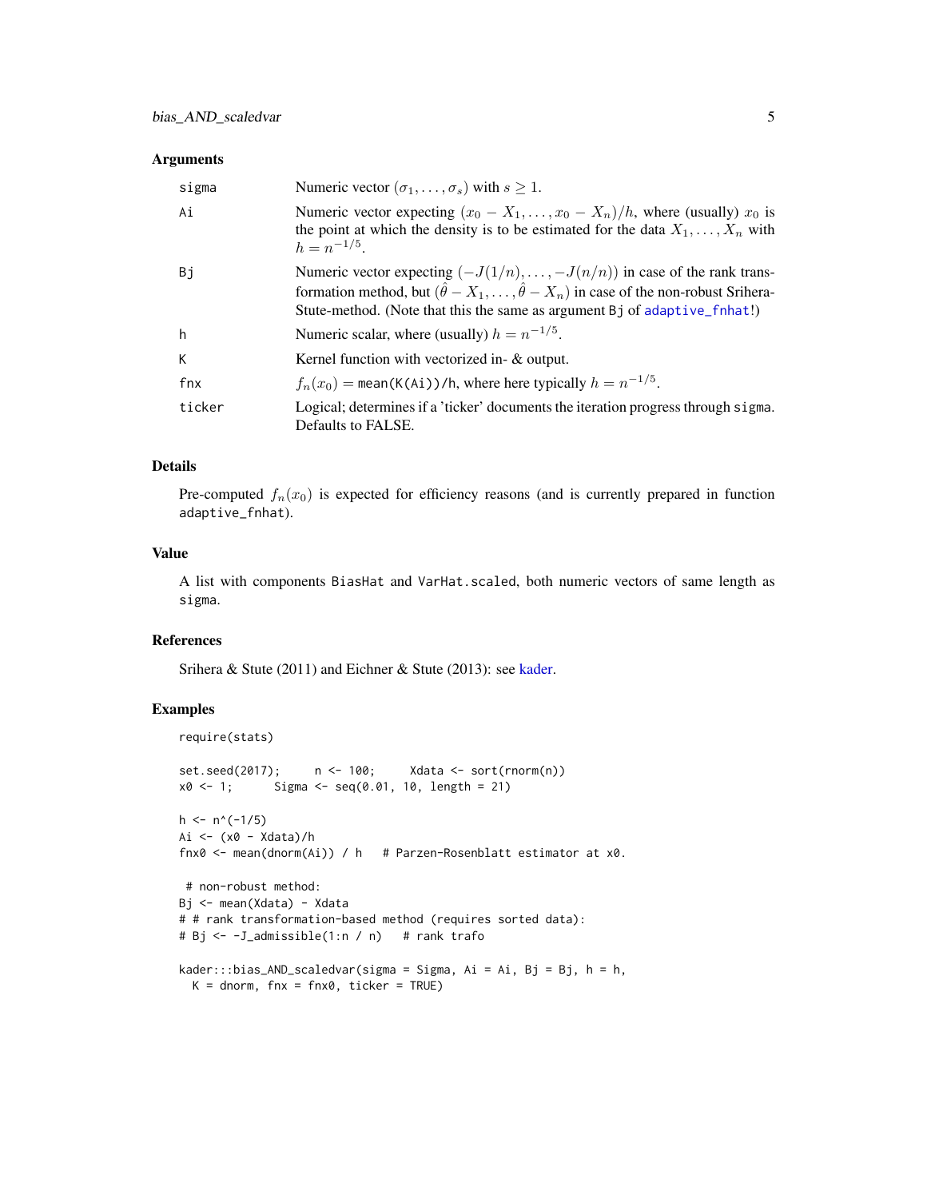### Arguments

| | |
|---|---|
| sigma | Numeric vector $(\sigma_1, \ldots, \sigma_s)$ with $s \geq 1$. |
| Ai | Numeric vector expecting $(x_0 - X_1, \ldots, x_0 - X_n)/h$, where (usually) $x_0$ is the point at which the density is to be estimated for the data $X_1, \ldots, X_n$ with $h = n^{-1/5}$. |
| Bj | Numeric vector expecting $(-J(1/n), \ldots, -J(n/n))$ in case of the rank transformation method, but $(\hat{\theta} - X_1, \ldots, \hat{\theta} - X_n)$ in case of the non-robust Srihera-Stute-method. (Note that this the same as argument Bj of adaptive_fnhat!) |
| h | Numeric scalar, where (usually) $h = n^{-1/5}$. |
| K | Kernel function with vectorized in- & output. |
| fnx | $f_n(x_0) =$ mean(K(Ai))/h, where here typically $h = n^{-1/5}$. |
| ticker | Logical; determines if a 'ticker' documents the iteration progress through sigma. Defaults to FALSE. |

### Details

Pre-computed $f_n(x_0)$ is expected for efficiency reasons (and is currently prepared in function adaptive_fnhat).

### Value

A list with components BiasHat and VarHat.scaled, both numeric vectors of same length as sigma.

### References

Srihera & Stute (2011) and Eichner & Stute (2013): see kader.

### Examples

```
require(stats)

set.seed(2017);     n <- 100;     Xdata <- sort(rnorm(n))
x0 <- 1;      Sigma <- seq(0.01, 10, length = 21)

h <- n^(-1/5)
Ai <- (x0 - Xdata)/h
fnx0 <- mean(dnorm(Ai)) / h   # Parzen-Rosenblatt estimator at x0.

 # non-robust method:
Bj <- mean(Xdata) - Xdata
# # rank transformation-based method (requires sorted data):
# Bj <- -J_admissible(1:n / n)   # rank trafo

kader:::bias_AND_scaledvar(sigma = Sigma, Ai = Ai, Bj = Bj, h = h,
  K = dnorm, fnx = fnx0, ticker = TRUE)
```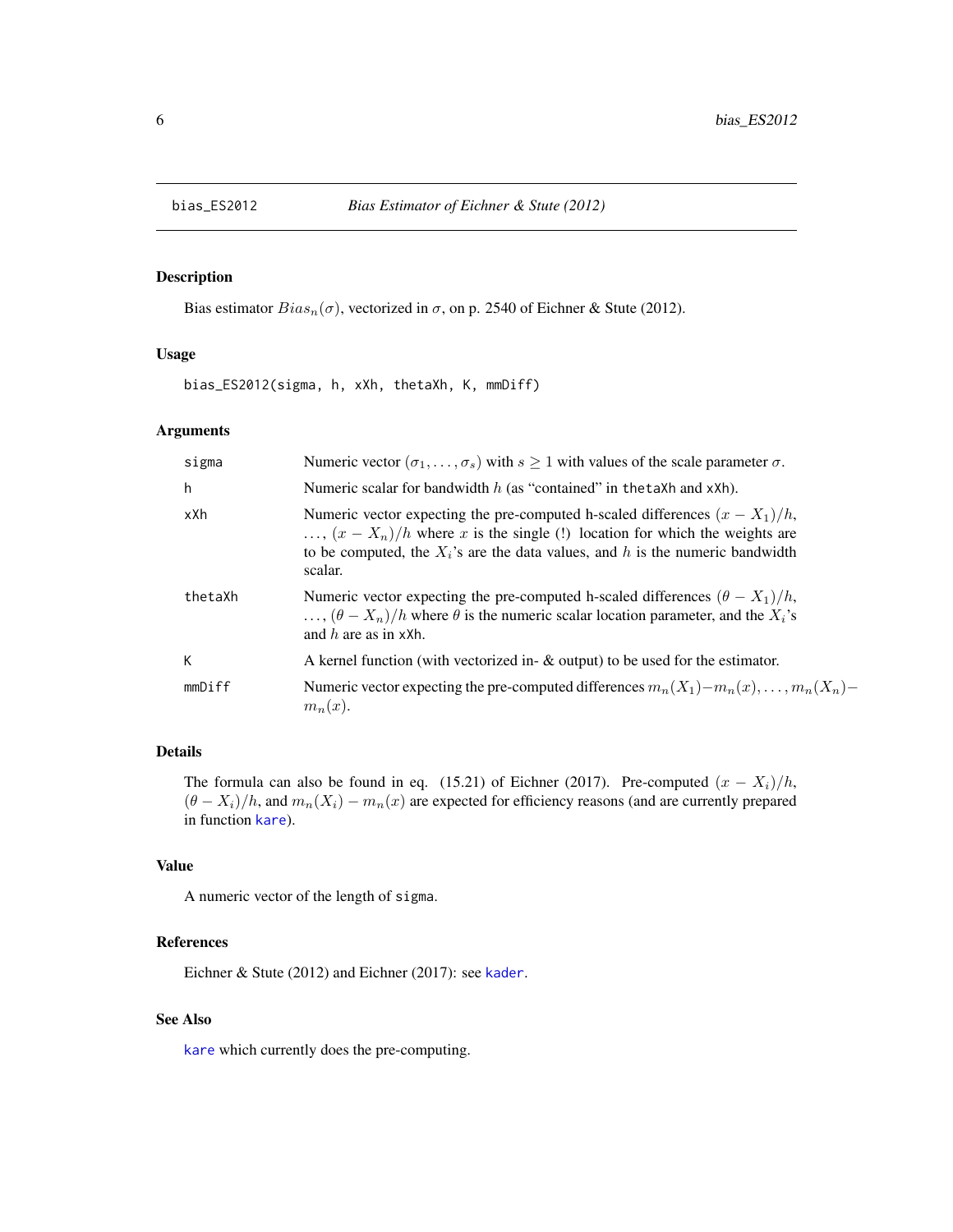# bias_ES2012 — *Bias Estimator of Eichner & Stute (2012)*

## Description

Bias estimator $Bias_n(\sigma)$, vectorized in $\sigma$, on p. 2540 of Eichner & Stute (2012).

## Usage

```
bias_ES2012(sigma, h, xXh, thetaXh, K, mmDiff)
```

## Arguments

| | |
|---|---|
| sigma | Numeric vector $(\sigma_1, \ldots, \sigma_s)$ with $s \geq 1$ with values of the scale parameter $\sigma$. |
| h | Numeric scalar for bandwidth $h$ (as "contained" in thetaXh and xXh). |
| xXh | Numeric vector expecting the pre-computed h-scaled differences $(x - X_1)/h$, $\ldots$, $(x - X_n)/h$ where $x$ is the single (!) location for which the weights are to be computed, the $X_i$'s are the data values, and $h$ is the numeric bandwidth scalar. |
| thetaXh | Numeric vector expecting the pre-computed h-scaled differences $(\theta - X_1)/h$, $\ldots$, $(\theta - X_n)/h$ where $\theta$ is the numeric scalar location parameter, and the $X_i$'s and $h$ are as in xXh. |
| K | A kernel function (with vectorized in- & output) to be used for the estimator. |
| mmDiff | Numeric vector expecting the pre-computed differences $m_n(X_1) - m_n(x), \ldots, m_n(X_n) - m_n(x)$. |

## Details

The formula can also be found in eq. (15.21) of Eichner (2017). Pre-computed $(x - X_i)/h$, $(\theta - X_i)/h$, and $m_n(X_i) - m_n(x)$ are expected for efficiency reasons (and are currently prepared in function kare).

## Value

A numeric vector of the length of sigma.

## References

Eichner & Stute (2012) and Eichner (2017): see kader.

## See Also

kare which currently does the pre-computing.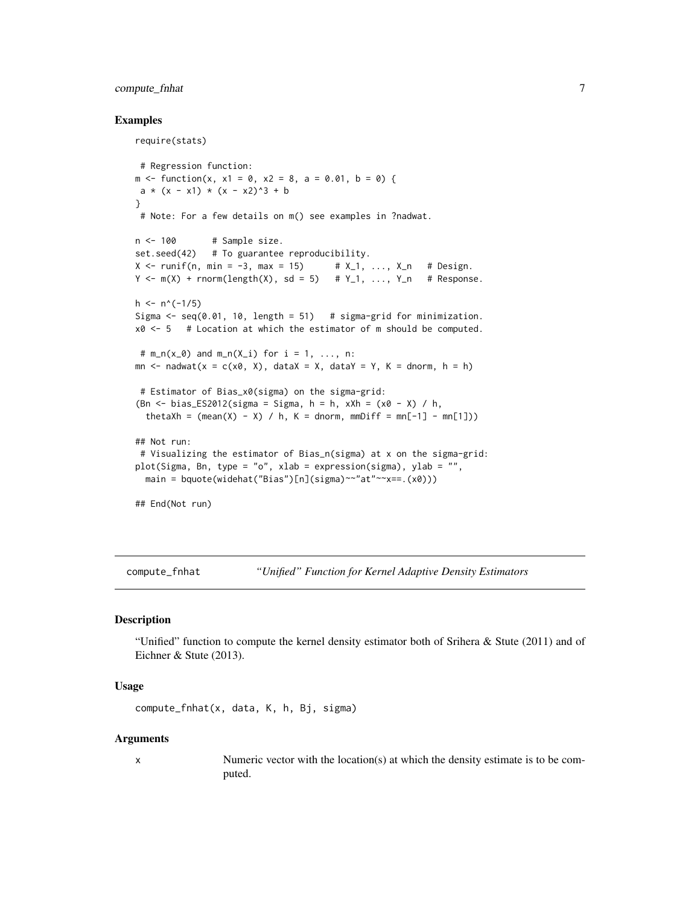### Examples

```
require(stats)

 # Regression function:
m <- function(x, x1 = 0, x2 = 8, a = 0.01, b = 0) {
 a * (x - x1) * (x - x2)^3 + b
}
 # Note: For a few details on m() see examples in ?nadwat.

n <- 100       # Sample size.
set.seed(42)   # To guarantee reproducibility.
X <- runif(n, min = -3, max = 15)      # X_1, ..., X_n   # Design.
Y <- m(X) + rnorm(length(X), sd = 5)   # Y_1, ..., Y_n   # Response.

h <- n^(-1/5)
Sigma <- seq(0.01, 10, length = 51)   # sigma-grid for minimization.
x0 <- 5   # Location at which the estimator of m should be computed.

 # m_n(x_0) and m_n(X_i) for i = 1, ..., n:
mn <- nadwat(x = c(x0, X), dataX = X, dataY = Y, K = dnorm, h = h)

 # Estimator of Bias_x0(sigma) on the sigma-grid:
(Bn <- bias_ES2012(sigma = Sigma, h = h, xXh = (x0 - X) / h,
  thetaXh = (mean(X) - X) / h, K = dnorm, mmDiff = mn[-1] - mn[1]))

## Not run:
 # Visualizing the estimator of Bias_n(sigma) at x on the sigma-grid:
plot(Sigma, Bn, type = "o", xlab = expression(sigma), ylab = "",
  main = bquote(widehat("Bias")[n](sigma)~~"at"~~x==.(x0)))

## End(Not run)
```

---

## compute_fnhat — *"Unified" Function for Kernel Adaptive Density Estimators*

### Description

"Unified" function to compute the kernel density estimator both of Srihera & Stute (2011) and of Eichner & Stute (2013).

### Usage

```
compute_fnhat(x, data, K, h, Bj, sigma)
```

### Arguments

| | |
|---|---|
| x | Numeric vector with the location(s) at which the density estimate is to be computed. |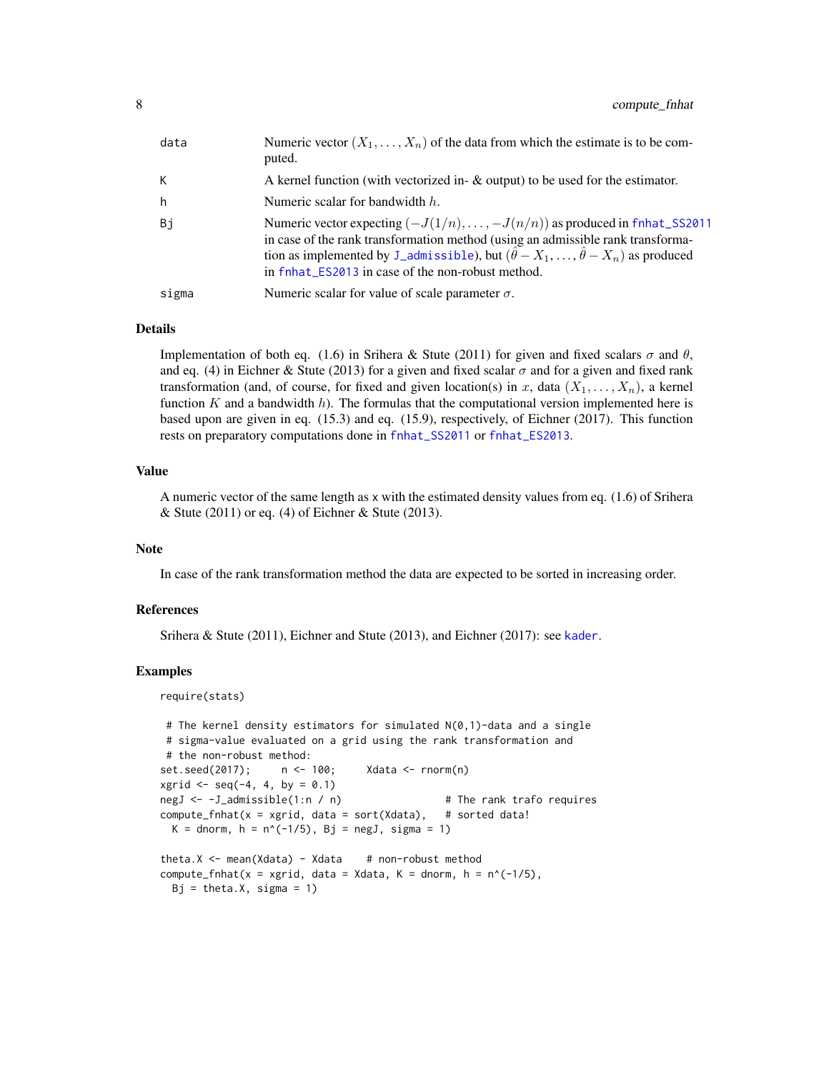| | |
|---|---|
| data | Numeric vector $(X_1, \ldots, X_n)$ of the data from which the estimate is to be computed. |
| K | A kernel function (with vectorized in- & output) to be used for the estimator. |
| h | Numeric scalar for bandwidth $h$. |
| Bj | Numeric vector expecting $(-J(1/n), \ldots, -J(n/n))$ as produced in fnhat_SS2011 in case of the rank transformation method (using an admissible rank transformation as implemented by J_admissible), but $(\hat{\theta} - X_1, \ldots, \hat{\theta} - X_n)$ as produced in fnhat_ES2013 in case of the non-robust method. |
| sigma | Numeric scalar for value of scale parameter $\sigma$. |

### Details

Implementation of both eq. (1.6) in Srihera & Stute (2011) for given and fixed scalars $\sigma$ and $\theta$, and eq. (4) in Eichner & Stute (2013) for a given and fixed scalar $\sigma$ and for a given and fixed rank transformation (and, of course, for fixed and given location(s) in $x$, data $(X_1, \ldots, X_n)$, a kernel function $K$ and a bandwidth $h$). The formulas that the computational version implemented here is based upon are given in eq. (15.3) and eq. (15.9), respectively, of Eichner (2017). This function rests on preparatory computations done in fnhat_SS2011 or fnhat_ES2013.

### Value

A numeric vector of the same length as x with the estimated density values from eq. (1.6) of Srihera & Stute (2011) or eq. (4) of Eichner & Stute (2013).

### Note

In case of the rank transformation method the data are expected to be sorted in increasing order.

### References

Srihera & Stute (2011), Eichner and Stute (2013), and Eichner (2017): see kader.

### Examples

```
require(stats)

 # The kernel density estimators for simulated N(0,1)-data and a single
 # sigma-value evaluated on a grid using the rank transformation and
 # the non-robust method:
set.seed(2017);     n <- 100;     Xdata <- rnorm(n)
xgrid <- seq(-4, 4, by = 0.1)
negJ <- -J_admissible(1:n / n)                 # The rank trafo requires
compute_fnhat(x = xgrid, data = sort(Xdata),   # sorted data!
  K = dnorm, h = n^(-1/5), Bj = negJ, sigma = 1)

theta.X <- mean(Xdata) - Xdata    # non-robust method
compute_fnhat(x = xgrid, data = Xdata, K = dnorm, h = n^(-1/5),
  Bj = theta.X, sigma = 1)
```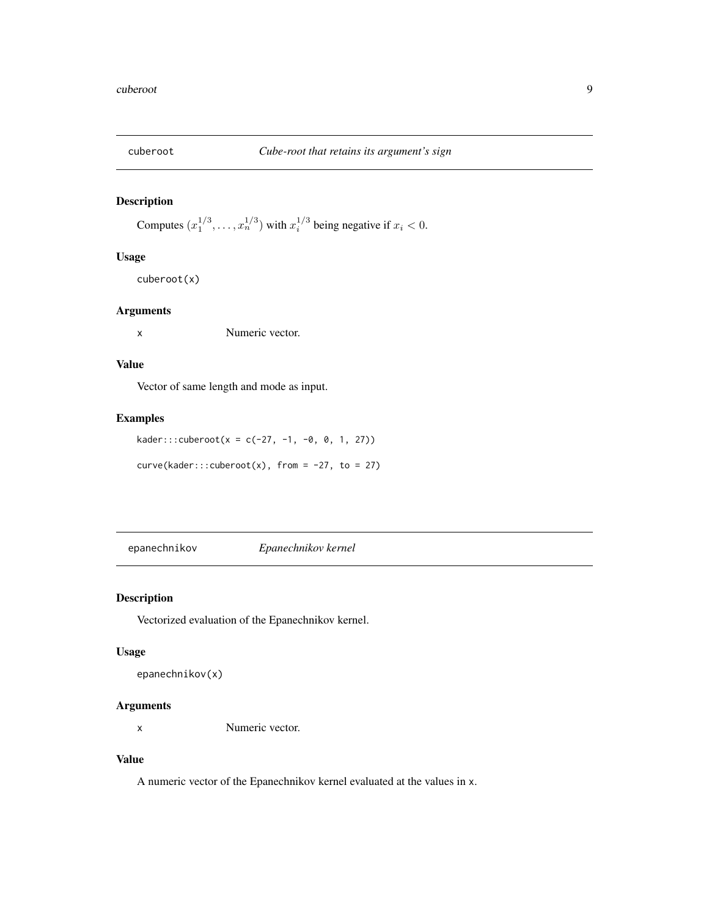## cuberoot *Cube-root that retains its argument's sign*

### Description

Computes $(x_1^{1/3}, \ldots, x_n^{1/3})$ with $x_i^{1/3}$ being negative if $x_i < 0$.

### Usage

```
cuberoot(x)
```

### Arguments

x     Numeric vector.

### Value

Vector of same length and mode as input.

### Examples

```
kader:::cuberoot(x = c(-27, -1, -0, 0, 1, 27))

curve(kader:::cuberoot(x), from = -27, to = 27)
```

## epanechnikov *Epanechnikov kernel*

### Description

Vectorized evaluation of the Epanechnikov kernel.

### Usage

```
epanechnikov(x)
```

### Arguments

x     Numeric vector.

### Value

A numeric vector of the Epanechnikov kernel evaluated at the values in x.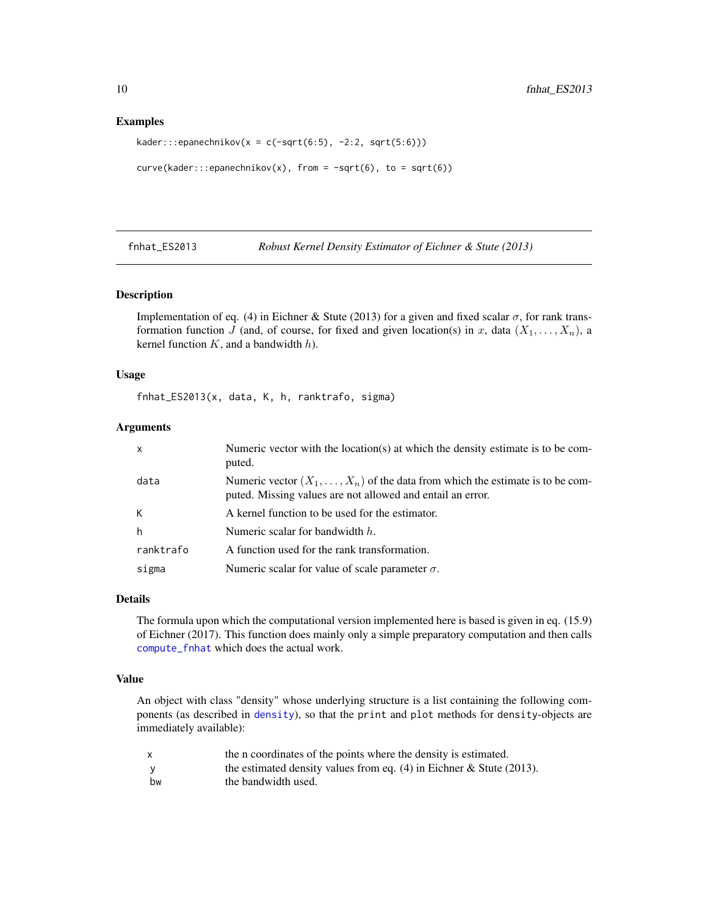### Examples

```
kader:::epanechnikov(x = c(-sqrt(6:5), -2:2, sqrt(5:6)))

curve(kader:::epanechnikov(x), from = -sqrt(6), to = sqrt(6))
```

## fnhat_ES2013 — *Robust Kernel Density Estimator of Eichner & Stute (2013)*

### Description

Implementation of eq. (4) in Eichner & Stute (2013) for a given and fixed scalar $\sigma$, for rank transformation function $J$ (and, of course, for fixed and given location(s) in $x$, data $(X_1, \ldots, X_n)$, a kernel function $K$, and a bandwidth $h$).

### Usage

```
fnhat_ES2013(x, data, K, h, ranktrafo, sigma)
```

### Arguments

| | |
|---|---|
| x | Numeric vector with the location(s) at which the density estimate is to be computed. |
| data | Numeric vector $(X_1, \ldots, X_n)$ of the data from which the estimate is to be computed. Missing values are not allowed and entail an error. |
| K | A kernel function to be used for the estimator. |
| h | Numeric scalar for bandwidth $h$. |
| ranktrafo | A function used for the rank transformation. |
| sigma | Numeric scalar for value of scale parameter $\sigma$. |

### Details

The formula upon which the computational version implemented here is based is given in eq. (15.9) of Eichner (2017). This function does mainly only a simple preparatory computation and then calls `compute_fnhat` which does the actual work.

### Value

An object with class "density" whose underlying structure is a list containing the following components (as described in `density`), so that the `print` and `plot` methods for `density`-objects are immediately available):

| | |
|---|---|
| x | the n coordinates of the points where the density is estimated. |
| y | the estimated density values from eq. (4) in Eichner & Stute (2013). |
| bw | the bandwidth used. |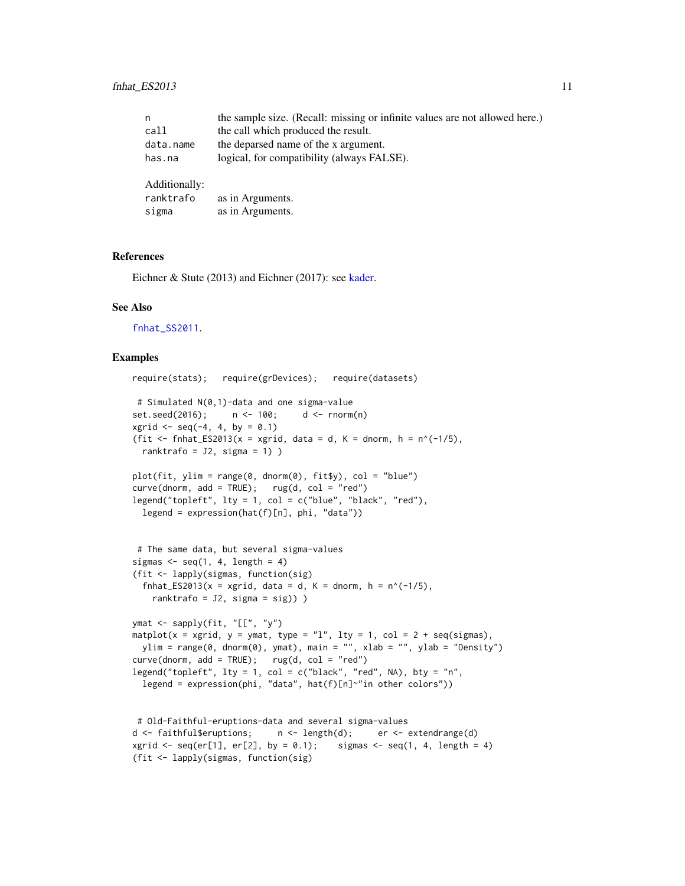| | |
|---|---|
| n | the sample size. (Recall: missing or infinite values are not allowed here.) |
| call | the call which produced the result. |
| data.name | the deparsed name of the x argument. |
| has.na | logical, for compatibility (always FALSE). |

Additionally:

| | |
|---|---|
| ranktrafo | as in Arguments. |
| sigma | as in Arguments. |

## References

Eichner & Stute (2013) and Eichner (2017): see kader.

## See Also

fnhat_SS2011.

## Examples

```
require(stats);   require(grDevices);   require(datasets)

 # Simulated N(0,1)-data and one sigma-value
set.seed(2016);     n <- 100;     d <- rnorm(n)
xgrid <- seq(-4, 4, by = 0.1)
(fit <- fnhat_ES2013(x = xgrid, data = d, K = dnorm, h = n^(-1/5),
  ranktrafo = J2, sigma = 1) )

plot(fit, ylim = range(0, dnorm(0), fit$y), col = "blue")
curve(dnorm, add = TRUE);   rug(d, col = "red")
legend("topleft", lty = 1, col = c("blue", "black", "red"),
  legend = expression(hat(f)[n], phi, "data"))


 # The same data, but several sigma-values
sigmas <- seq(1, 4, length = 4)
(fit <- lapply(sigmas, function(sig)
  fnhat_ES2013(x = xgrid, data = d, K = dnorm, h = n^(-1/5),
    ranktrafo = J2, sigma = sig)) )

ymat <- sapply(fit, "[[", "y")
matplot(x = xgrid, y = ymat, type = "l", lty = 1, col = 2 + seq(sigmas),
  ylim = range(0, dnorm(0), ymat), main = "", xlab = "", ylab = "Density")
curve(dnorm, add = TRUE);   rug(d, col = "red")
legend("topleft", lty = 1, col = c("black", "red", NA), bty = "n",
  legend = expression(phi, "data", hat(f)[n]~"in other colors"))


 # Old-Faithful-eruptions-data and several sigma-values
d <- faithful$eruptions;     n <- length(d);     er <- extendrange(d)
xgrid <- seq(er[1], er[2], by = 0.1);    sigmas <- seq(1, 4, length = 4)
(fit <- lapply(sigmas, function(sig)
```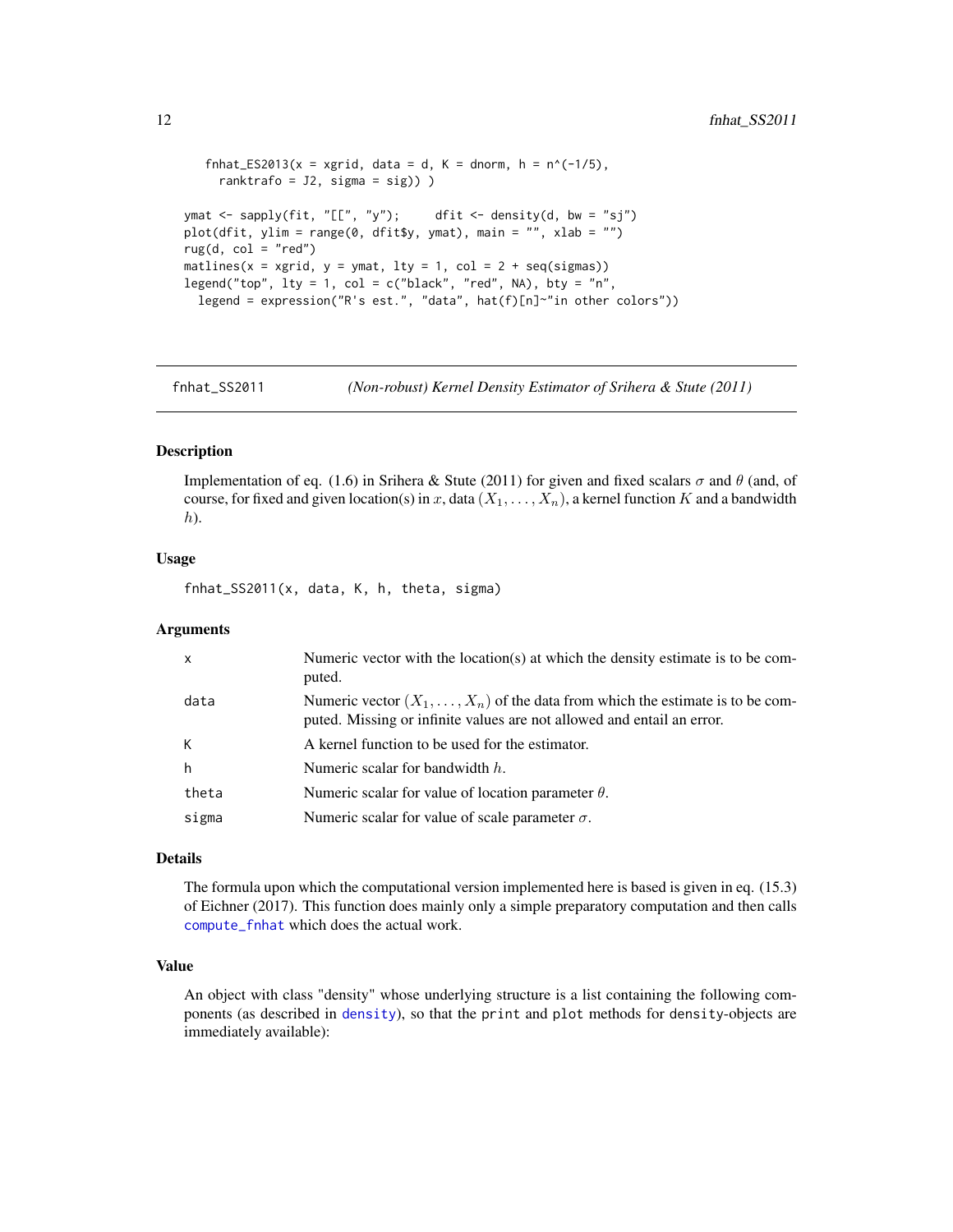```
    fnhat_ES2013(x = xgrid, data = d, K = dnorm, h = n^(-1/5),
      ranktrafo = J2, sigma = sig)) )

ymat <- sapply(fit, "[[", "y");     dfit <- density(d, bw = "sj")
plot(dfit, ylim = range(0, dfit$y, ymat), main = "", xlab = "")
rug(d, col = "red")
matlines(x = xgrid, y = ymat, lty = 1, col = 2 + seq(sigmas))
legend("top", lty = 1, col = c("black", "red", NA), bty = "n",
  legend = expression("R's est.", "data", hat(f)[n]~"in other colors"))
```

## fnhat_SS2011 — *(Non-robust) Kernel Density Estimator of Srihera & Stute (2011)*

### Description

Implementation of eq. (1.6) in Srihera & Stute (2011) for given and fixed scalars $\sigma$ and $\theta$ (and, of course, for fixed and given location(s) in $x$, data $(X_1, \ldots, X_n)$, a kernel function $K$ and a bandwidth $h$).

### Usage

```
fnhat_SS2011(x, data, K, h, theta, sigma)
```

### Arguments

| | |
|---|---|
| x | Numeric vector with the location(s) at which the density estimate is to be computed. |
| data | Numeric vector $(X_1, \ldots, X_n)$ of the data from which the estimate is to be computed. Missing or infinite values are not allowed and entail an error. |
| K | A kernel function to be used for the estimator. |
| h | Numeric scalar for bandwidth $h$. |
| theta | Numeric scalar for value of location parameter $\theta$. |
| sigma | Numeric scalar for value of scale parameter $\sigma$. |

### Details

The formula upon which the computational version implemented here is based is given in eq. (15.3) of Eichner (2017). This function does mainly only a simple preparatory computation and then calls `compute_fnhat` which does the actual work.

### Value

An object with class "density" whose underlying structure is a list containing the following components (as described in `density`), so that the `print` and `plot` methods for `density`-objects are immediately available):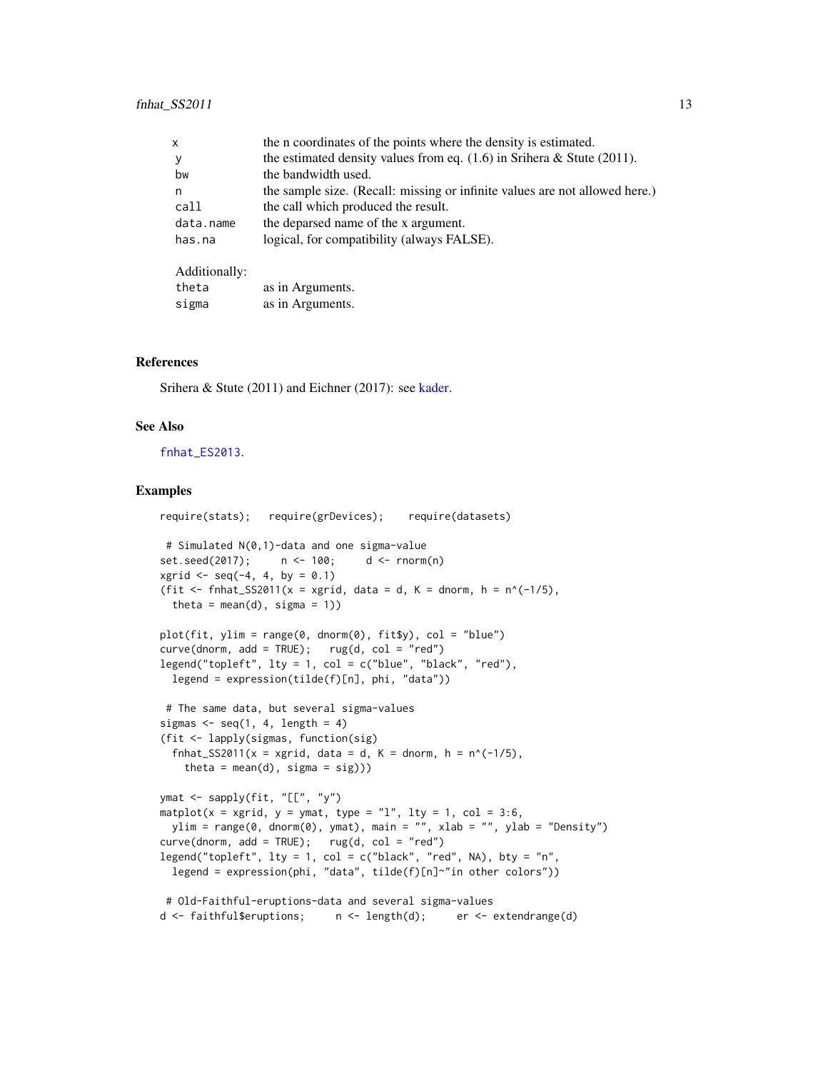| | |
|---|---|
| x | the n coordinates of the points where the density is estimated. |
| y | the estimated density values from eq. (1.6) in Srihera & Stute (2011). |
| bw | the bandwidth used. |
| n | the sample size. (Recall: missing or infinite values are not allowed here.) |
| call | the call which produced the result. |
| data.name | the deparsed name of the x argument. |
| has.na | logical, for compatibility (always FALSE). |

Additionally:

| | |
|---|---|
| theta | as in Arguments. |
| sigma | as in Arguments. |

## References

Srihera & Stute (2011) and Eichner (2017): see kader.

## See Also

fnhat_ES2013.

## Examples

```
require(stats);   require(grDevices);    require(datasets)

 # Simulated N(0,1)-data and one sigma-value
set.seed(2017);     n <- 100;     d <- rnorm(n)
xgrid <- seq(-4, 4, by = 0.1)
(fit <- fnhat_SS2011(x = xgrid, data = d, K = dnorm, h = n^(-1/5),
  theta = mean(d), sigma = 1))

plot(fit, ylim = range(0, dnorm(0), fit$y), col = "blue")
curve(dnorm, add = TRUE);   rug(d, col = "red")
legend("topleft", lty = 1, col = c("blue", "black", "red"),
  legend = expression(tilde(f)[n], phi, "data"))

 # The same data, but several sigma-values
sigmas <- seq(1, 4, length = 4)
(fit <- lapply(sigmas, function(sig)
  fnhat_SS2011(x = xgrid, data = d, K = dnorm, h = n^(-1/5),
    theta = mean(d), sigma = sig)))

ymat <- sapply(fit, "[[", "y")
matplot(x = xgrid, y = ymat, type = "l", lty = 1, col = 3:6,
  ylim = range(0, dnorm(0), ymat), main = "", xlab = "", ylab = "Density")
curve(dnorm, add = TRUE);   rug(d, col = "red")
legend("topleft", lty = 1, col = c("black", "red", NA), bty = "n",
  legend = expression(phi, "data", tilde(f)[n]~"in other colors"))

 # Old-Faithful-eruptions-data and several sigma-values
d <- faithful$eruptions;     n <- length(d);     er <- extendrange(d)
```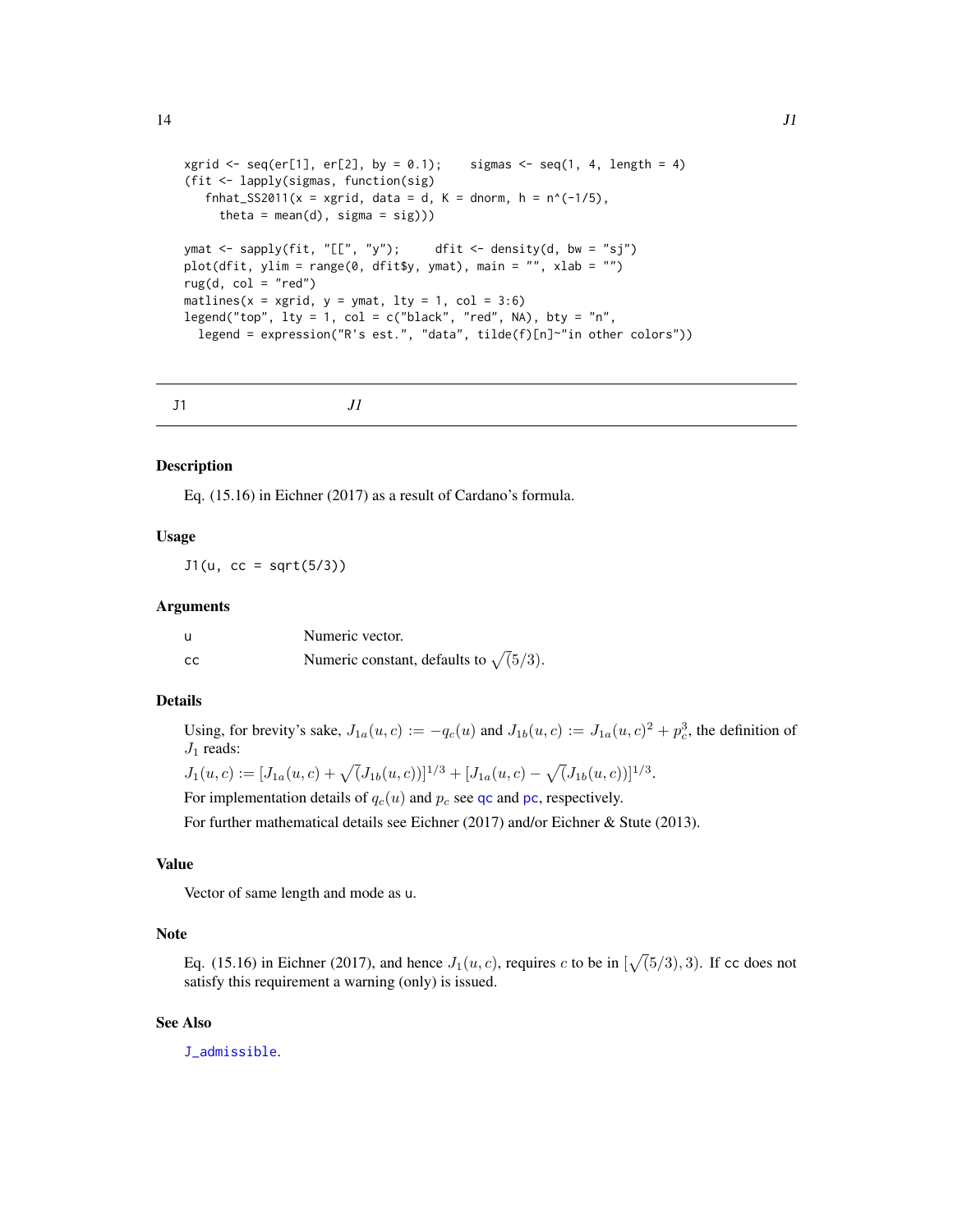```
xgrid <- seq(er[1], er[2], by = 0.1);    sigmas <- seq(1, 4, length = 4)
(fit <- lapply(sigmas, function(sig)
   fnhat_SS2011(x = xgrid, data = d, K = dnorm, h = n^(-1/5),
     theta = mean(d), sigma = sig)))

ymat <- sapply(fit, "[[", "y");     dfit <- density(d, bw = "sj")
plot(dfit, ylim = range(0, dfit$y, ymat), main = "", xlab = "")
rug(d, col = "red")
matlines(x = xgrid, y = ymat, lty = 1, col = 3:6)
legend("top", lty = 1, col = c("black", "red", NA), bty = "n",
  legend = expression("R's est.", "data", tilde(f)[n]~"in other colors"))
```

---

J1 *J1*

---

## Description

Eq. (15.16) in Eichner (2017) as a result of Cardano's formula.

## Usage

```
J1(u, cc = sqrt(5/3))
```

## Arguments

| | |
|---|---|
| u | Numeric vector. |
| cc | Numeric constant, defaults to $\sqrt(5/3)$. |

## Details

Using, for brevity's sake, $J_{1a}(u, c) := -q_c(u)$ and $J_{1b}(u, c) := J_{1a}(u, c)^2 + p_c^3$, the definition of $J_1$ reads:

$J_1(u, c) := [J_{1a}(u, c) + \sqrt(J_{1b}(u, c))]^{1/3} + [J_{1a}(u, c) - \sqrt(J_{1b}(u, c))]^{1/3}$.

For implementation details of $q_c(u)$ and $p_c$ see qc and pc, respectively.

For further mathematical details see Eichner (2017) and/or Eichner & Stute (2013).

## Value

Vector of same length and mode as u.

## Note

Eq. (15.16) in Eichner (2017), and hence $J_1(u, c)$, requires $c$ to be in $[\sqrt(5/3), 3)$. If cc does not satisfy this requirement a warning (only) is issued.

## See Also

J_admissible.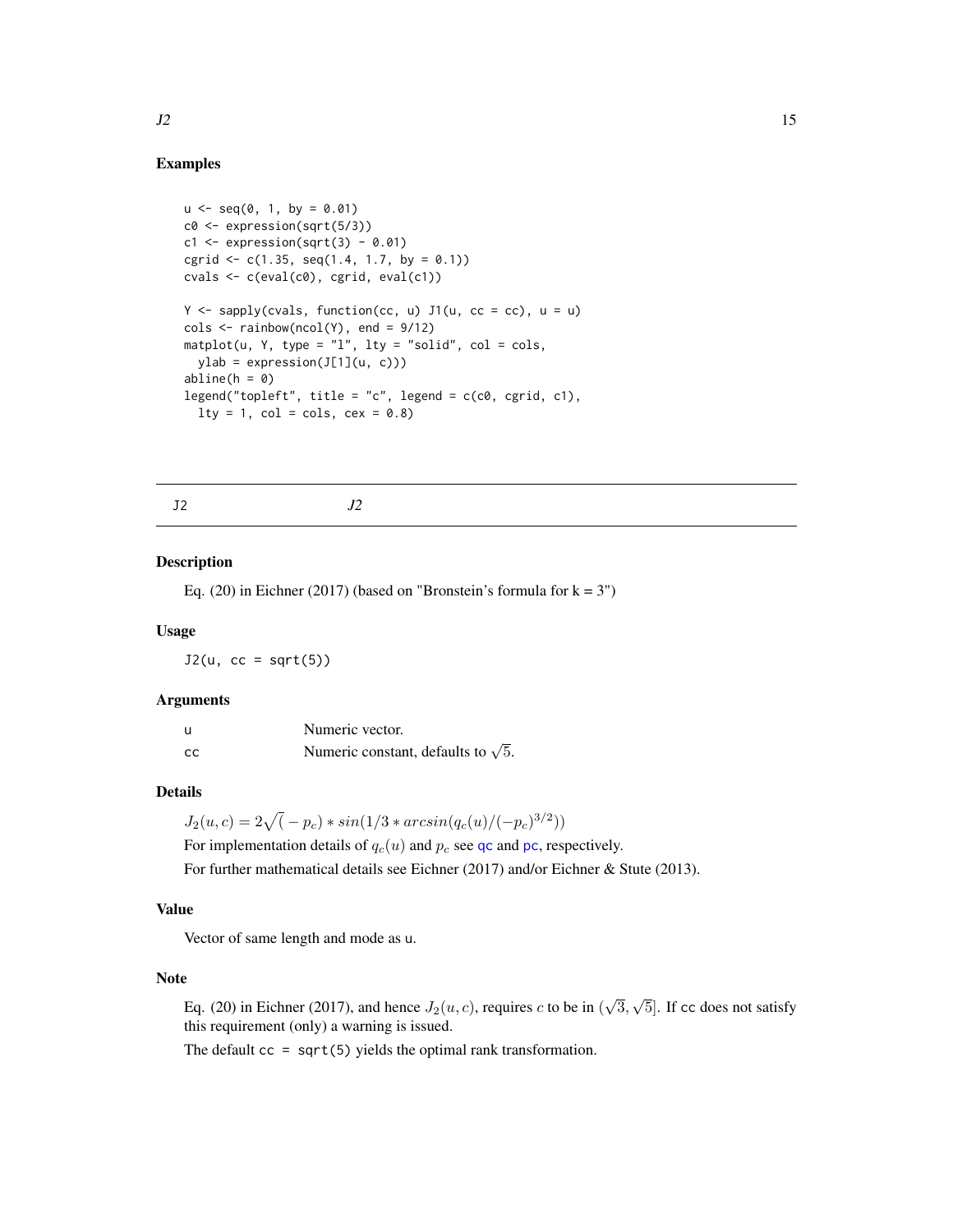### Examples

```
u <- seq(0, 1, by = 0.01)
c0 <- expression(sqrt(5/3))
c1 <- expression(sqrt(3) - 0.01)
cgrid <- c(1.35, seq(1.4, 1.7, by = 0.1))
cvals <- c(eval(c0), cgrid, eval(c1))

Y <- sapply(cvals, function(cc, u) J1(u, cc = cc), u = u)
cols <- rainbow(ncol(Y), end = 9/12)
matplot(u, Y, type = "l", lty = "solid", col = cols,
  ylab = expression(J[1](u, c)))
abline(h = 0)
legend("topleft", title = "c", legend = c(c0, cgrid, c1),
  lty = 1, col = cols, cex = 0.8)
```

---

## J2 — *J2*

### Description

Eq. (20) in Eichner (2017) (based on "Bronstein's formula for k = 3")

### Usage

```
J2(u, cc = sqrt(5))
```

### Arguments

| | |
|---|---|
| u | Numeric vector. |
| cc | Numeric constant, defaults to $\sqrt{5}$. |

### Details

$J_2(u, c) = 2\sqrt{(} - p_c) * sin(1/3 * arcsin(q_c(u)/(-p_c)^{3/2}))$

For implementation details of $q_c(u)$ and $p_c$ see qc and pc, respectively.

For further mathematical details see Eichner (2017) and/or Eichner & Stute (2013).

### Value

Vector of same length and mode as u.

### Note

Eq. (20) in Eichner (2017), and hence $J_2(u, c)$, requires $c$ to be in $(\sqrt{3}, \sqrt{5}]$. If cc does not satisfy this requirement (only) a warning is issued.

The default cc = sqrt(5) yields the optimal rank transformation.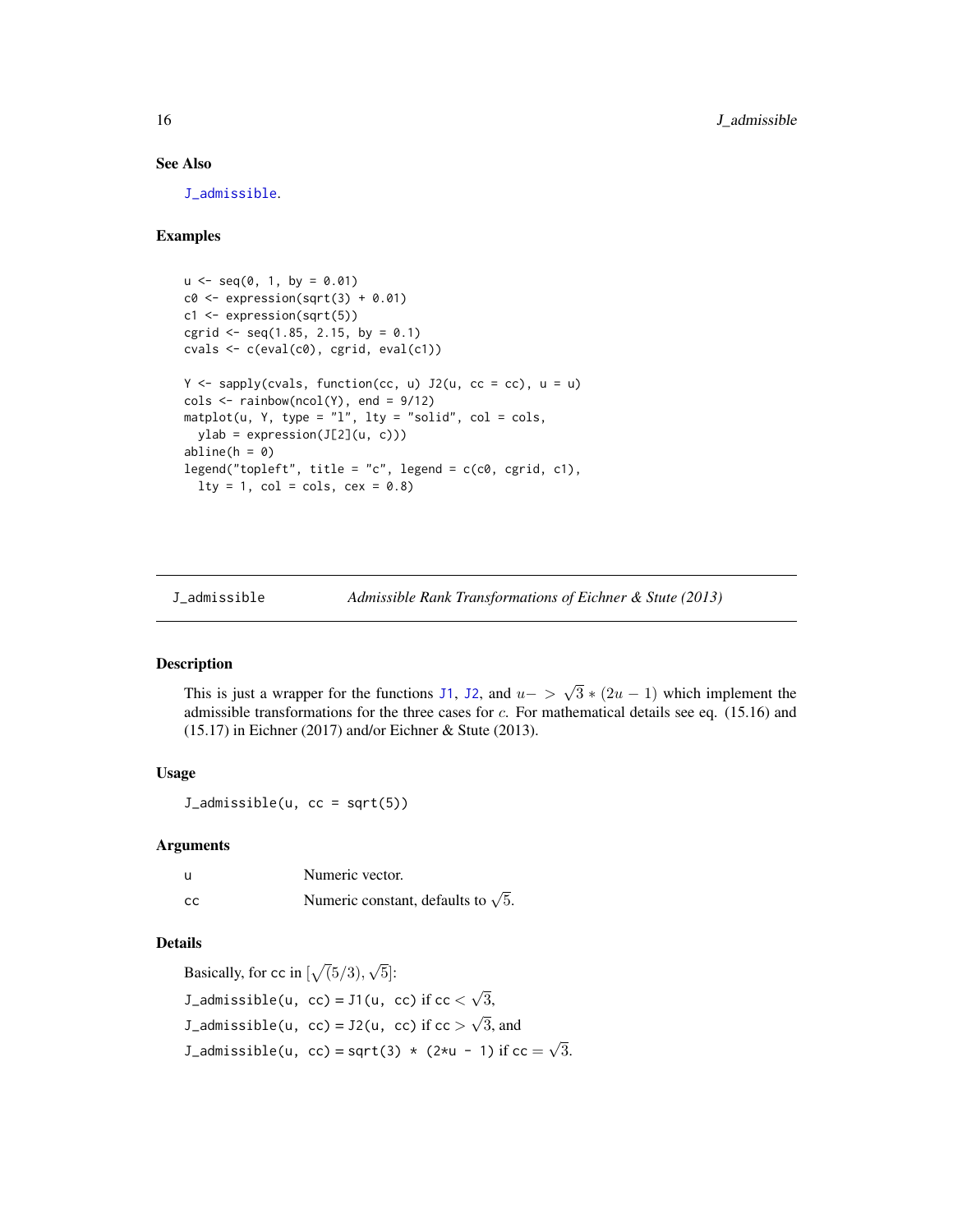### See Also

J_admissible.

### Examples

```
u <- seq(0, 1, by = 0.01)
c0 <- expression(sqrt(3) + 0.01)
c1 <- expression(sqrt(5))
cgrid <- seq(1.85, 2.15, by = 0.1)
cvals <- c(eval(c0), cgrid, eval(c1))

Y <- sapply(cvals, function(cc, u) J2(u, cc = cc), u = u)
cols <- rainbow(ncol(Y), end = 9/12)
matplot(u, Y, type = "l", lty = "solid", col = cols,
  ylab = expression(J[2](u, c)))
abline(h = 0)
legend("topleft", title = "c", legend = c(c0, cgrid, c1),
  lty = 1, col = cols, cex = 0.8)
```

---

## J_admissible &nbsp;&nbsp;&nbsp; *Admissible Rank Transformations of Eichner & Stute (2013)*

---

### Description

This is just a wrapper for the functions J1, J2, and $u- > \sqrt{3} * (2u - 1)$ which implement the admissible transformations for the three cases for $c$. For mathematical details see eq. (15.16) and (15.17) in Eichner (2017) and/or Eichner & Stute (2013).

### Usage

```
J_admissible(u, cc = sqrt(5))
```

### Arguments

| | |
|---|---|
| u | Numeric vector. |
| cc | Numeric constant, defaults to $\sqrt{5}$. |

### Details

Basically, for cc in $[\sqrt{(5/3)}, \sqrt{5}]$:

`J_admissible(u, cc)` = `J1(u, cc)` if cc $< \sqrt{3}$,

`J_admissible(u, cc)` = `J2(u, cc)` if cc $> \sqrt{3}$, and

`J_admissible(u, cc)` = `sqrt(3) * (2*u - 1)` if cc $= \sqrt{3}$.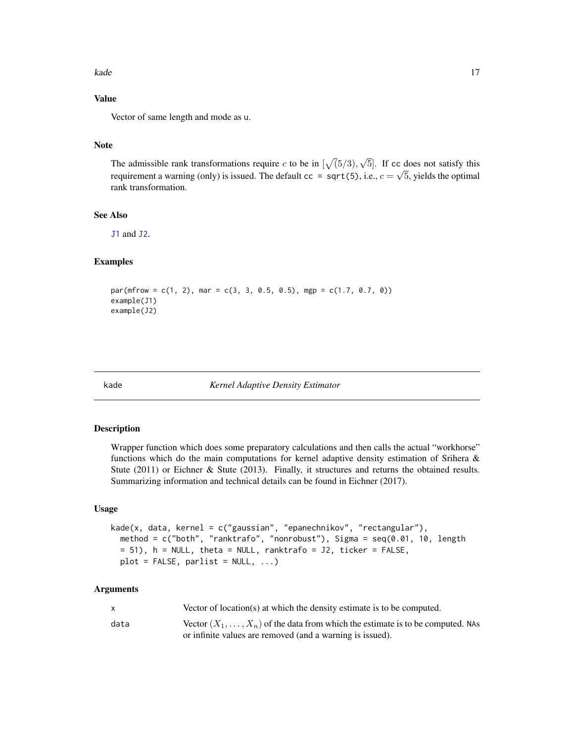### Value

Vector of same length and mode as u.

### Note

The admissible rank transformations require $c$ to be in $[\sqrt(5/3), \sqrt{5}]$. If cc does not satisfy this requirement a warning (only) is issued. The default cc = sqrt(5), i.e., $c = \sqrt{5}$, yields the optimal rank transformation.

### See Also

J1 and J2.

### Examples

```
par(mfrow = c(1, 2), mar = c(3, 3, 0.5, 0.5), mgp = c(1.7, 0.7, 0))
example(J1)
example(J2)
```

---

## kade — *Kernel Adaptive Density Estimator*

---

### Description

Wrapper function which does some preparatory calculations and then calls the actual "workhorse" functions which do the main computations for kernel adaptive density estimation of Srihera & Stute (2011) or Eichner & Stute (2013). Finally, it structures and returns the obtained results. Summarizing information and technical details can be found in Eichner (2017).

### Usage

```
kade(x, data, kernel = c("gaussian", "epanechnikov", "rectangular"),
  method = c("both", "ranktrafo", "nonrobust"), Sigma = seq(0.01, 10, length
  = 51), h = NULL, theta = NULL, ranktrafo = J2, ticker = FALSE,
  plot = FALSE, parlist = NULL, ...)
```

### Arguments

| | |
|---|---|
| x | Vector of location(s) at which the density estimate is to be computed. |
| data | Vector $(X_1, \ldots, X_n)$ of the data from which the estimate is to be computed. NAs or infinite values are removed (and a warning is issued). |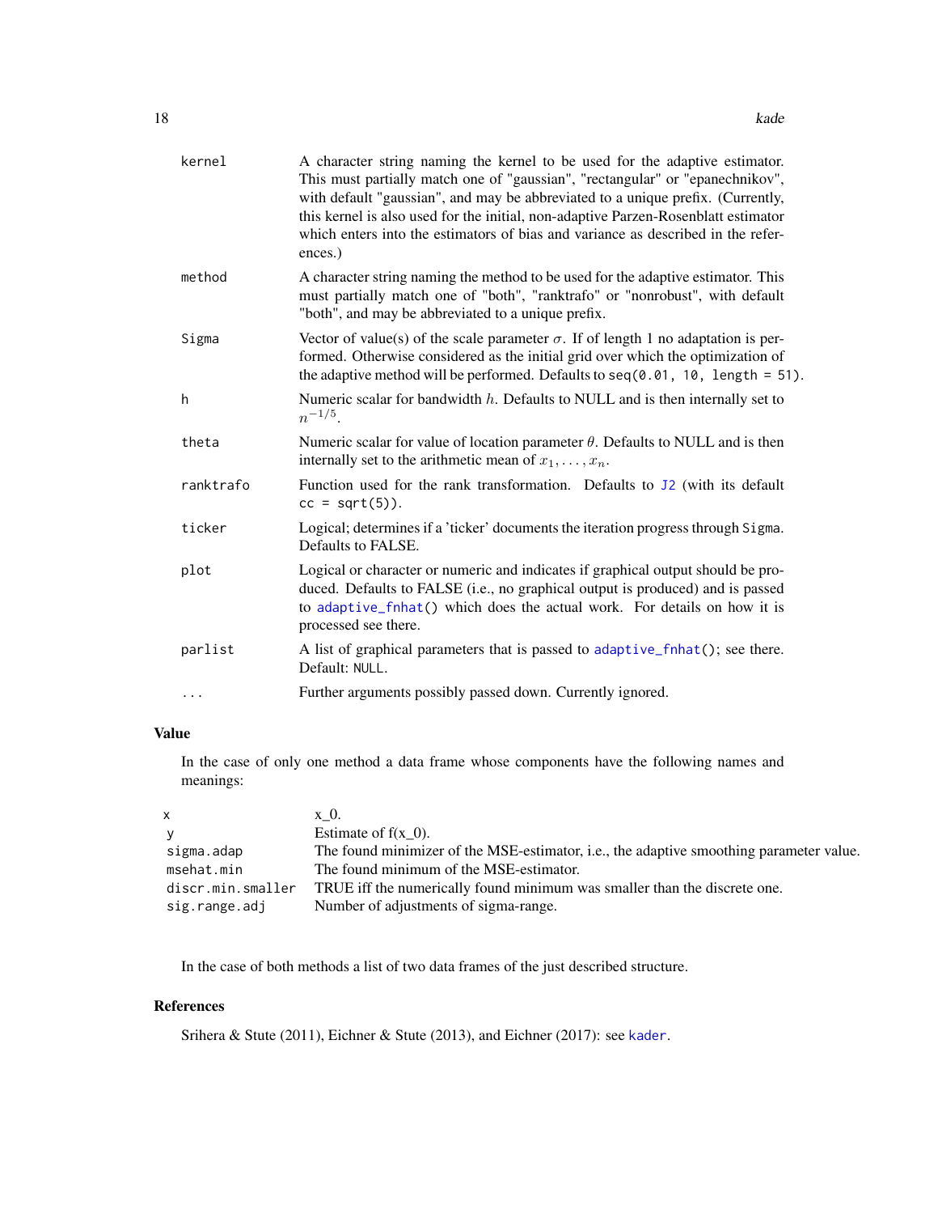| | |
|---|---|
| `kernel` | A character string naming the kernel to be used for the adaptive estimator. This must partially match one of "gaussian", "rectangular" or "epanechnikov", with default "gaussian", and may be abbreviated to a unique prefix. (Currently, this kernel is also used for the initial, non-adaptive Parzen-Rosenblatt estimator which enters into the estimators of bias and variance as described in the references.) |
| `method` | A character string naming the method to be used for the adaptive estimator. This must partially match one of "both", "ranktrafo" or "nonrobust", with default "both", and may be abbreviated to a unique prefix. |
| `Sigma` | Vector of value(s) of the scale parameter $\sigma$. If of length 1 no adaptation is performed. Otherwise considered as the initial grid over which the optimization of the adaptive method will be performed. Defaults to `seq(0.01, 10, length = 51)`. |
| `h` | Numeric scalar for bandwidth $h$. Defaults to NULL and is then internally set to $n^{-1/5}$. |
| `theta` | Numeric scalar for value of location parameter $\theta$. Defaults to NULL and is then internally set to the arithmetic mean of $x_1, \ldots, x_n$. |
| `ranktrafo` | Function used for the rank transformation. Defaults to `J2` (with its default `cc = sqrt(5)`). |
| `ticker` | Logical; determines if a 'ticker' documents the iteration progress through `Sigma`. Defaults to FALSE. |
| `plot` | Logical or character or numeric and indicates if graphical output should be produced. Defaults to FALSE (i.e., no graphical output is produced) and is passed to `adaptive_fnhat()` which does the actual work. For details on how it is processed see there. |
| `parlist` | A list of graphical parameters that is passed to `adaptive_fnhat()`; see there. Default: `NULL`. |
| `...` | Further arguments possibly passed down. Currently ignored. |

## Value

In the case of only one method a data frame whose components have the following names and meanings:

| | |
|---|---|
| `x` | x_0. |
| `y` | Estimate of f(x_0). |
| `sigma.adap` | The found minimizer of the MSE-estimator, i.e., the adaptive smoothing parameter value. |
| `msehat.min` | The found minimum of the MSE-estimator. |
| `discr.min.smaller` | TRUE iff the numerically found minimum was smaller than the discrete one. |
| `sig.range.adj` | Number of adjustments of sigma-range. |

In the case of both methods a list of two data frames of the just described structure.

## References

Srihera & Stute (2011), Eichner & Stute (2013), and Eichner (2017): see `kader`.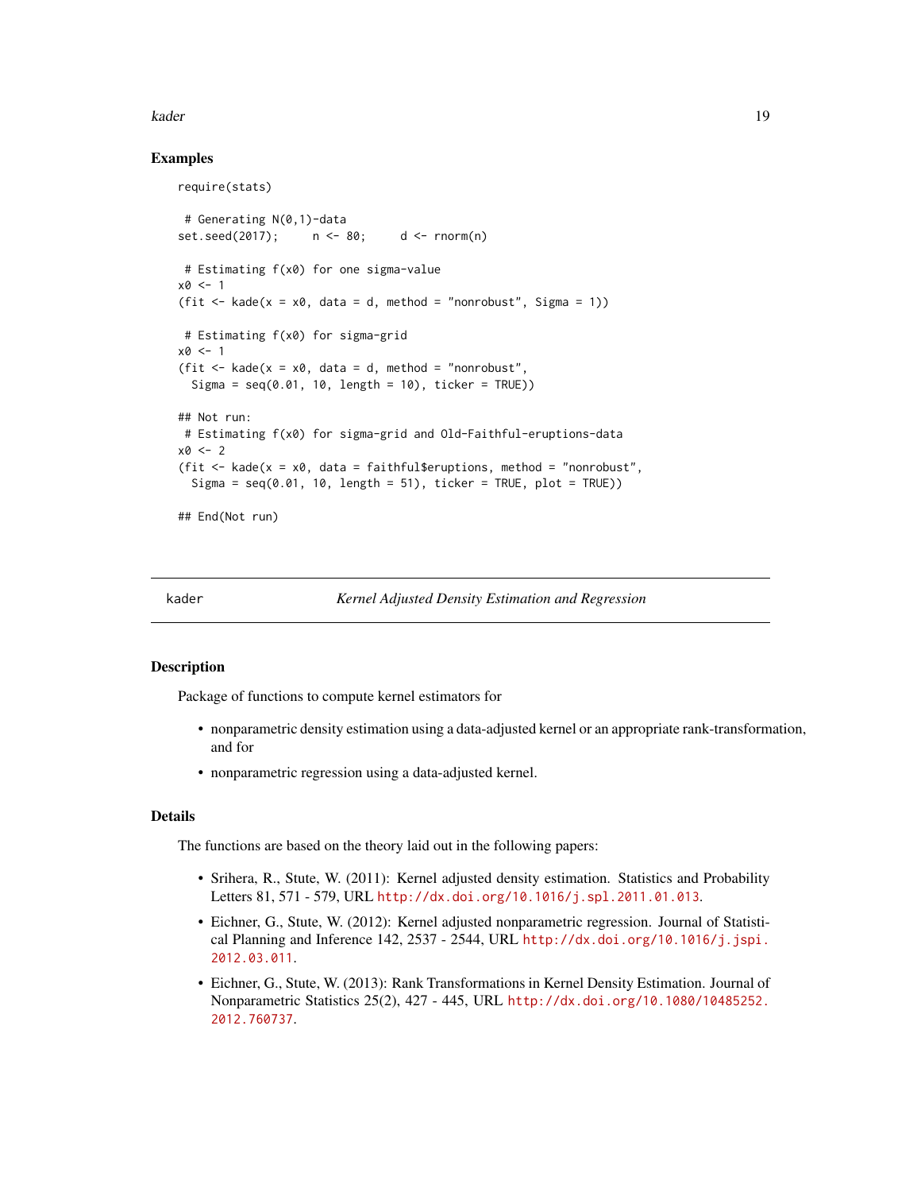### Examples

```
require(stats)

 # Generating N(0,1)-data
set.seed(2017);     n <- 80;     d <- rnorm(n)

 # Estimating f(x0) for one sigma-value
x0 <- 1
(fit <- kade(x = x0, data = d, method = "nonrobust", Sigma = 1))

 # Estimating f(x0) for sigma-grid
x0 <- 1
(fit <- kade(x = x0, data = d, method = "nonrobust",
  Sigma = seq(0.01, 10, length = 10), ticker = TRUE))

## Not run:
 # Estimating f(x0) for sigma-grid and Old-Faithful-eruptions-data
x0 <- 2
(fit <- kade(x = x0, data = faithful$eruptions, method = "nonrobust",
  Sigma = seq(0.01, 10, length = 51), ticker = TRUE, plot = TRUE))

## End(Not run)
```

---

## kader — *Kernel Adjusted Density Estimation and Regression*

### Description

Package of functions to compute kernel estimators for

- nonparametric density estimation using a data-adjusted kernel or an appropriate rank-transformation, and for
- nonparametric regression using a data-adjusted kernel.

### Details

The functions are based on the theory laid out in the following papers:

- Srihera, R., Stute, W. (2011): Kernel adjusted density estimation. Statistics and Probability Letters 81, 571 - 579, URL http://dx.doi.org/10.1016/j.spl.2011.01.013.
- Eichner, G., Stute, W. (2012): Kernel adjusted nonparametric regression. Journal of Statistical Planning and Inference 142, 2537 - 2544, URL http://dx.doi.org/10.1016/j.jspi.2012.03.011.
- Eichner, G., Stute, W. (2013): Rank Transformations in Kernel Density Estimation. Journal of Nonparametric Statistics 25(2), 427 - 445, URL http://dx.doi.org/10.1080/10485252.2012.760737.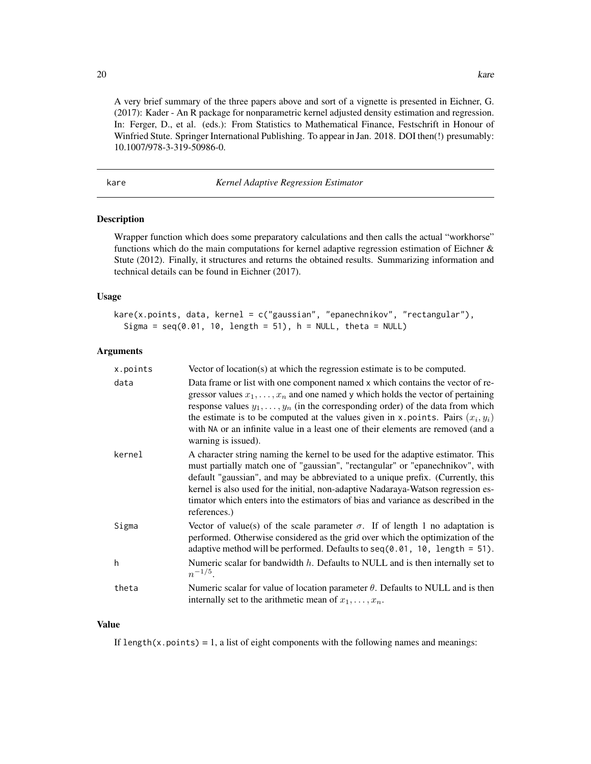A very brief summary of the three papers above and sort of a vignette is presented in Eichner, G. (2017): Kader - An R package for nonparametric kernel adjusted density estimation and regression. In: Ferger, D., et al. (eds.): From Statistics to Mathematical Finance, Festschrift in Honour of Winfried Stute. Springer International Publishing. To appear in Jan. 2018. DOI then(!) presumably: 10.1007/978-3-319-50986-0.

## kare — *Kernel Adaptive Regression Estimator*

### Description

Wrapper function which does some preparatory calculations and then calls the actual "workhorse" functions which do the main computations for kernel adaptive regression estimation of Eichner & Stute (2012). Finally, it structures and returns the obtained results. Summarizing information and technical details can be found in Eichner (2017).

### Usage

```
kare(x.points, data, kernel = c("gaussian", "epanechnikov", "rectangular"),
  Sigma = seq(0.01, 10, length = 51), h = NULL, theta = NULL)
```

### Arguments

| | |
|---|---|
| `x.points` | Vector of location(s) at which the regression estimate is to be computed. |
| `data` | Data frame or list with one component named `x` which contains the vector of regressor values $x_1, \ldots, x_n$ and one named `y` which holds the vector of pertaining response values $y_1, \ldots, y_n$ (in the corresponding order) of the data from which the estimate is to be computed at the values given in `x.points`. Pairs $(x_i, y_i)$ with `NA` or an infinite value in a least one of their elements are removed (and a warning is issued). |
| `kernel` | A character string naming the kernel to be used for the adaptive estimator. This must partially match one of "gaussian", "rectangular" or "epanechnikov", with default "gaussian", and may be abbreviated to a unique prefix. (Currently, this kernel is also used for the initial, non-adaptive Nadaraya-Watson regression estimator which enters into the estimators of bias and variance as described in the references.) |
| `Sigma` | Vector of value(s) of the scale parameter $\sigma$. If of length 1 no adaptation is performed. Otherwise considered as the grid over which the optimization of the adaptive method will be performed. Defaults to `seq(0.01, 10, length = 51)`. |
| `h` | Numeric scalar for bandwidth $h$. Defaults to NULL and is then internally set to $n^{-1/5}$. |
| `theta` | Numeric scalar for value of location parameter $\theta$. Defaults to NULL and is then internally set to the arithmetic mean of $x_1, \ldots, x_n$. |

### Value

If `length(x.points) = 1`, a list of eight components with the following names and meanings: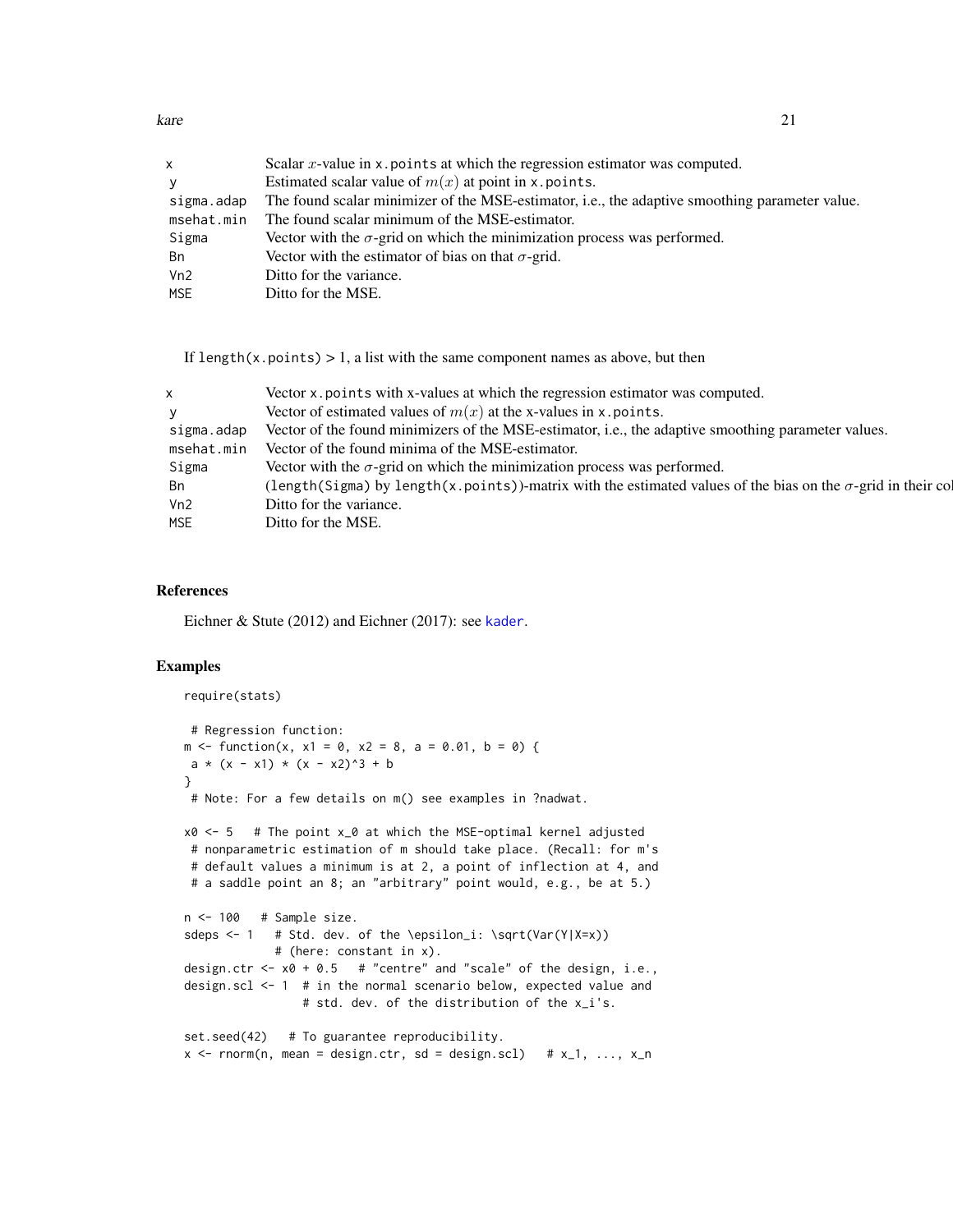| | |
|---|---|
| x | Scalar $x$-value in `x.points` at which the regression estimator was computed. |
| y | Estimated scalar value of $m(x)$ at point in `x.points`. |
| sigma.adap | The found scalar minimizer of the MSE-estimator, i.e., the adaptive smoothing parameter value. |
| msehat.min | The found scalar minimum of the MSE-estimator. |
| Sigma | Vector with the $\sigma$-grid on which the minimization process was performed. |
| Bn | Vector with the estimator of bias on that $\sigma$-grid. |
| Vn2 | Ditto for the variance. |
| MSE | Ditto for the MSE. |

If `length(x.points)` > 1, a list with the same component names as above, but then

| | |
|---|---|
| x | Vector `x.points` with x-values at which the regression estimator was computed. |
| y | Vector of estimated values of $m(x)$ at the x-values in `x.points`. |
| sigma.adap | Vector of the found minimizers of the MSE-estimator, i.e., the adaptive smoothing parameter values. |
| msehat.min | Vector of the found minima of the MSE-estimator. |
| Sigma | Vector with the $\sigma$-grid on which the minimization process was performed. |
| Bn | (`length(Sigma)` by `length(x.points)`)-matrix with the estimated values of the bias on the $\sigma$-grid in their col |
| Vn2 | Ditto for the variance. |
| MSE | Ditto for the MSE. |

## References

Eichner & Stute (2012) and Eichner (2017): see `kader`.

## Examples

```
require(stats)

 # Regression function:
m <- function(x, x1 = 0, x2 = 8, a = 0.01, b = 0) {
 a * (x - x1) * (x - x2)^3 + b
}
 # Note: For a few details on m() see examples in ?nadwat.

x0 <- 5   # The point x_0 at which the MSE-optimal kernel adjusted
 # nonparametric estimation of m should take place. (Recall: for m's
 # default values a minimum is at 2, a point of inflection at 4, and
 # a saddle point an 8; an "arbitrary" point would, e.g., be at 5.)

n <- 100   # Sample size.
sdeps <- 1   # Std. dev. of the \epsilon_i: \sqrt(Var(Y|X=x))
             # (here: constant in x).
design.ctr <- x0 + 0.5   # "centre" and "scale" of the design, i.e.,
design.scl <- 1  # in the normal scenario below, expected value and
                 # std. dev. of the distribution of the x_i's.

set.seed(42)   # To guarantee reproducibility.
x <- rnorm(n, mean = design.ctr, sd = design.scl)   # x_1, ..., x_n
```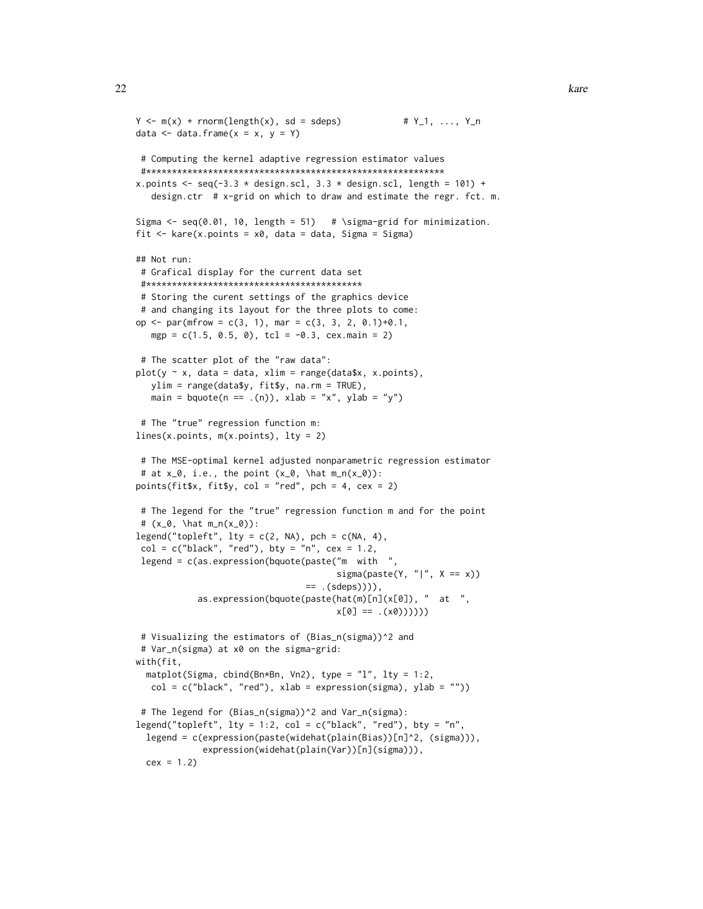```
Y <- m(x) + rnorm(length(x), sd = sdeps)          # Y_1, ..., Y_n
data <- data.frame(x = x, y = Y)

 # Computing the kernel adaptive regression estimator values
 #***********************************************************
x.points <- seq(-3.3 * design.scl, 3.3 * design.scl, length = 101) +
   design.ctr  # x-grid on which to draw and estimate the regr. fct. m.

Sigma <- seq(0.01, 10, length = 51)   # \sigma-grid for minimization.
fit <- kare(x.points = x0, data = data, Sigma = Sigma)

## Not run:
 # Grafical display for the current data set
 #******************************************
 # Storing the curent settings of the graphics device
 # and changing its layout for the three plots to come:
op <- par(mfrow = c(3, 1), mar = c(3, 3, 2, 0.1)+0.1,
   mgp = c(1.5, 0.5, 0), tcl = -0.3, cex.main = 2)

 # The scatter plot of the "raw data":
plot(y ~ x, data = data, xlim = range(data$x, x.points),
   ylim = range(data$y, fit$y, na.rm = TRUE),
   main = bquote(n == .(n)), xlab = "x", ylab = "y")

 # The "true" regression function m:
lines(x.points, m(x.points), lty = 2)

 # The MSE-optimal kernel adjusted nonparametric regression estimator
 # at x_0, i.e., the point (x_0, \hat m_n(x_0)):
points(fit$x, fit$y, col = "red", pch = 4, cex = 2)

 # The legend for the "true" regression function m and for the point
 # (x_0, \hat m_n(x_0)):
legend("topleft", lty = c(2, NA), pch = c(NA, 4),
 col = c("black", "red"), bty = "n", cex = 1.2,
 legend = c(as.expression(bquote(paste("m  with  ",
                                    sigma(paste(Y, "|", X == x))
                                 == .(sdeps)))),
            as.expression(bquote(paste(hat(m)[n](x[0]), "  at  ",
                                    x[0] == .(x0))))))

 # Visualizing the estimators of (Bias_n(sigma))^2 and
 # Var_n(sigma) at x0 on the sigma-grid:
with(fit,
  matplot(Sigma, cbind(Bn*Bn, Vn2), type = "l", lty = 1:2,
   col = c("black", "red"), xlab = expression(sigma), ylab = ""))

 # The legend for (Bias_n(sigma))^2 and Var_n(sigma):
legend("topleft", lty = 1:2, col = c("black", "red"), bty = "n",
  legend = c(expression(paste(widehat(plain(Bias))[n]^2, (sigma))),
             expression(widehat(plain(Var))[n](sigma))),
  cex = 1.2)
```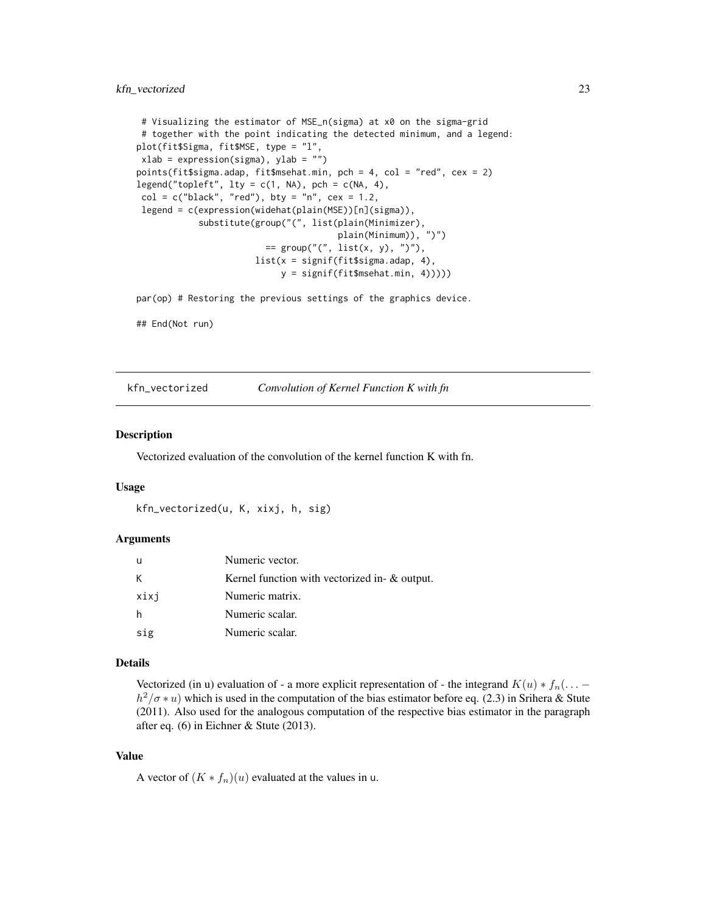```
 # Visualizing the estimator of MSE_n(sigma) at x0 on the sigma-grid
 # together with the point indicating the detected minimum, and a legend:
plot(fit$Sigma, fit$MSE, type = "l",
 xlab = expression(sigma), ylab = "")
points(fit$sigma.adap, fit$msehat.min, pch = 4, col = "red", cex = 2)
legend("topleft", lty = c(1, NA), pch = c(NA, 4),
 col = c("black", "red"), bty = "n", cex = 1.2,
 legend = c(expression(widehat(plain(MSE))[n](sigma)),
          substitute(group("(", list(plain(Minimizer),
                                     plain(Minimum)), ")")
                        == group("(", list(x, y), ")"),
                      list(x = signif(fit$sigma.adap, 4),
                           y = signif(fit$msehat.min, 4)))))

par(op) # Restoring the previous settings of the graphics device.

## End(Not run)
```

## kfn_vectorized    *Convolution of Kernel Function K with fn*

### Description

Vectorized evaluation of the convolution of the kernel function K with fn.

### Usage

```
kfn_vectorized(u, K, xixj, h, sig)
```

### Arguments

| | |
|---|---|
| u | Numeric vector. |
| K | Kernel function with vectorized in- & output. |
| xixj | Numeric matrix. |
| h | Numeric scalar. |
| sig | Numeric scalar. |

### Details

Vectorized (in u) evaluation of - a more explicit representation of - the integrand $K(u) * f_n(\ldots - h^2/\sigma * u)$ which is used in the computation of the bias estimator before eq. (2.3) in Srihera & Stute (2011). Also used for the analogous computation of the respective bias estimator in the paragraph after eq. (6) in Eichner & Stute (2013).

### Value

A vector of $(K * f_n)(u)$ evaluated at the values in u.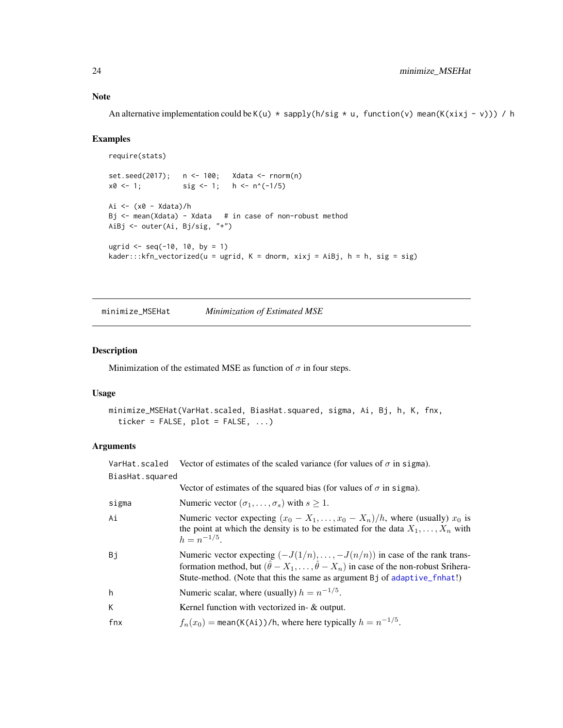### Note

An alternative implementation could be `K(u) * sapply(h/sig * u, function(v) mean(K(xixj - v))) / h`

### Examples

```
require(stats)

set.seed(2017);   n <- 100;   Xdata <- rnorm(n)
x0 <- 1;          sig <- 1;   h <- n^(-1/5)

Ai <- (x0 - Xdata)/h
Bj <- mean(Xdata) - Xdata   # in case of non-robust method
AiBj <- outer(Ai, Bj/sig, "+")

ugrid <- seq(-10, 10, by = 1)
kader:::kfn_vectorized(u = ugrid, K = dnorm, xixj = AiBj, h = h, sig = sig)
```

---

## minimize_MSEHat — *Minimization of Estimated MSE*

### Description

Minimization of the estimated MSE as function of $\sigma$ in four steps.

### Usage

```
minimize_MSEHat(VarHat.scaled, BiasHat.squared, sigma, Ai, Bj, h, K, fnx,
  ticker = FALSE, plot = FALSE, ...)
```

### Arguments

| | |
|---|---|
| `VarHat.scaled` | Vector of estimates of the scaled variance (for values of $\sigma$ in `sigma`). |
| `BiasHat.squared` | Vector of estimates of the squared bias (for values of $\sigma$ in `sigma`). |
| `sigma` | Numeric vector $(\sigma_1, \ldots, \sigma_s)$ with $s \geq 1$. |
| `Ai` | Numeric vector expecting $(x_0 - X_1, \ldots, x_0 - X_n)/h$, where (usually) $x_0$ is the point at which the density is to be estimated for the data $X_1, \ldots, X_n$ with $h = n^{-1/5}$. |
| `Bj` | Numeric vector expecting $(-J(1/n), \ldots, -J(n/n))$ in case of the rank transformation method, but $(\hat{\theta} - X_1, \ldots, \hat{\theta} - X_n)$ in case of the non-robust Srihera-Stute-method. (Note that this the same as argument `Bj` of `adaptive_fnhat`!) |
| `h` | Numeric scalar, where (usually) $h = n^{-1/5}$. |
| `K` | Kernel function with vectorized in- & output. |
| `fnx` | $f_n(x_0) =$ `mean(K(Ai))/h`, where here typically $h = n^{-1/5}$. |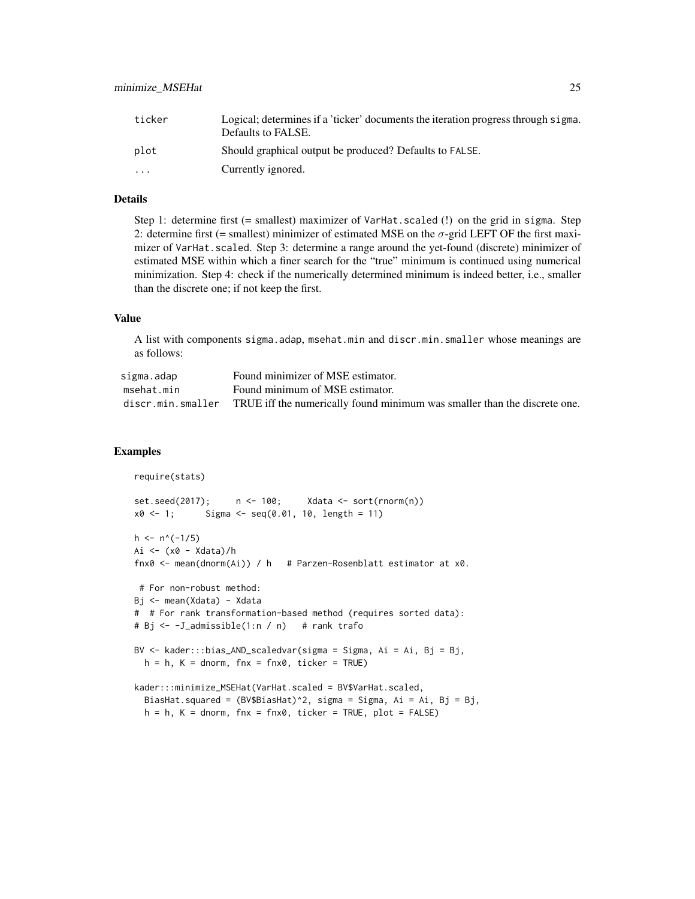| | |
|---|---|
| ticker | Logical; determines if a 'ticker' documents the iteration progress through sigma. Defaults to FALSE. |
| plot | Should graphical output be produced? Defaults to FALSE. |
| ... | Currently ignored. |

### Details

Step 1: determine first (= smallest) maximizer of VarHat.scaled (!) on the grid in sigma. Step 2: determine first (= smallest) minimizer of estimated MSE on the $\sigma$-grid LEFT OF the first maximizer of VarHat.scaled. Step 3: determine a range around the yet-found (discrete) minimizer of estimated MSE within which a finer search for the "true" minimum is continued using numerical minimization. Step 4: check if the numerically determined minimum is indeed better, i.e., smaller than the discrete one; if not keep the first.

### Value

A list with components sigma.adap, msehat.min and discr.min.smaller whose meanings are as follows:

| | |
|---|---|
| sigma.adap | Found minimizer of MSE estimator. |
| msehat.min | Found minimum of MSE estimator. |
| discr.min.smaller | TRUE iff the numerically found minimum was smaller than the discrete one. |

### Examples

```
require(stats)

set.seed(2017);     n <- 100;     Xdata <- sort(rnorm(n))
x0 <- 1;      Sigma <- seq(0.01, 10, length = 11)

h <- n^(-1/5)
Ai <- (x0 - Xdata)/h
fnx0 <- mean(dnorm(Ai)) / h   # Parzen-Rosenblatt estimator at x0.

 # For non-robust method:
Bj <- mean(Xdata) - Xdata
#  # For rank transformation-based method (requires sorted data):
# Bj <- -J_admissible(1:n / n)   # rank trafo

BV <- kader:::bias_AND_scaledvar(sigma = Sigma, Ai = Ai, Bj = Bj,
  h = h, K = dnorm, fnx = fnx0, ticker = TRUE)

kader:::minimize_MSEHat(VarHat.scaled = BV$VarHat.scaled,
  BiasHat.squared = (BV$BiasHat)^2, sigma = Sigma, Ai = Ai, Bj = Bj,
  h = h, K = dnorm, fnx = fnx0, ticker = TRUE, plot = FALSE)
```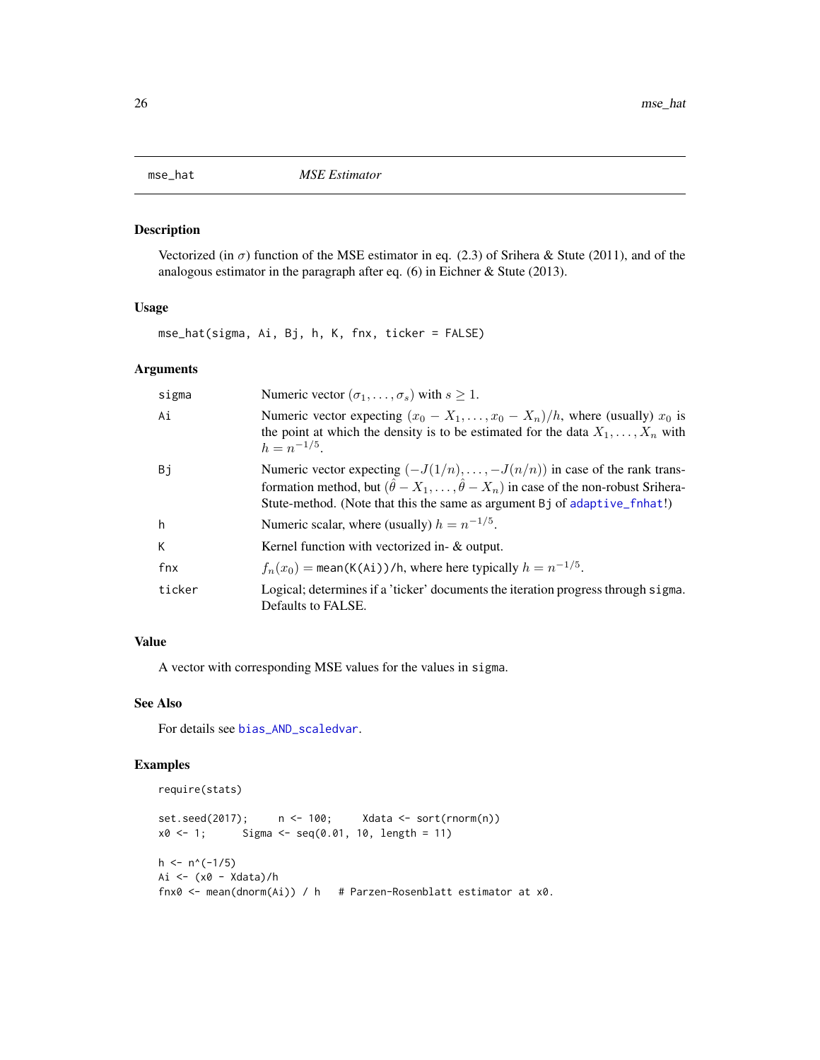## mse_hat    *MSE Estimator*

### Description

Vectorized (in $\sigma$) function of the MSE estimator in eq. (2.3) of Srihera & Stute (2011), and of the analogous estimator in the paragraph after eq. (6) in Eichner & Stute (2013).

### Usage

```
mse_hat(sigma, Ai, Bj, h, K, fnx, ticker = FALSE)
```

### Arguments

| | |
|---|---|
| sigma | Numeric vector $(\sigma_1, \ldots, \sigma_s)$ with $s \geq 1$. |
| Ai | Numeric vector expecting $(x_0 - X_1, \ldots, x_0 - X_n)/h$, where (usually) $x_0$ is the point at which the density is to be estimated for the data $X_1, \ldots, X_n$ with $h = n^{-1/5}$. |
| Bj | Numeric vector expecting $(-J(1/n), \ldots, -J(n/n))$ in case of the rank transformation method, but $(\hat{\theta} - X_1, \ldots, \hat{\theta} - X_n)$ in case of the non-robust Srihera-Stute-method. (Note that this the same as argument Bj of adaptive_fnhat!) |
| h | Numeric scalar, where (usually) $h = n^{-1/5}$. |
| K | Kernel function with vectorized in- & output. |
| fnx | $f_n(x_0) =$ mean(K(Ai))/h, where here typically $h = n^{-1/5}$. |
| ticker | Logical; determines if a 'ticker' documents the iteration progress through sigma. Defaults to FALSE. |

### Value

A vector with corresponding MSE values for the values in sigma.

### See Also

For details see bias_AND_scaledvar.

### Examples

```
require(stats)

set.seed(2017);     n <- 100;     Xdata <- sort(rnorm(n))
x0 <- 1;      Sigma <- seq(0.01, 10, length = 11)

h <- n^(-1/5)
Ai <- (x0 - Xdata)/h
fnx0 <- mean(dnorm(Ai)) / h   # Parzen-Rosenblatt estimator at x0.
```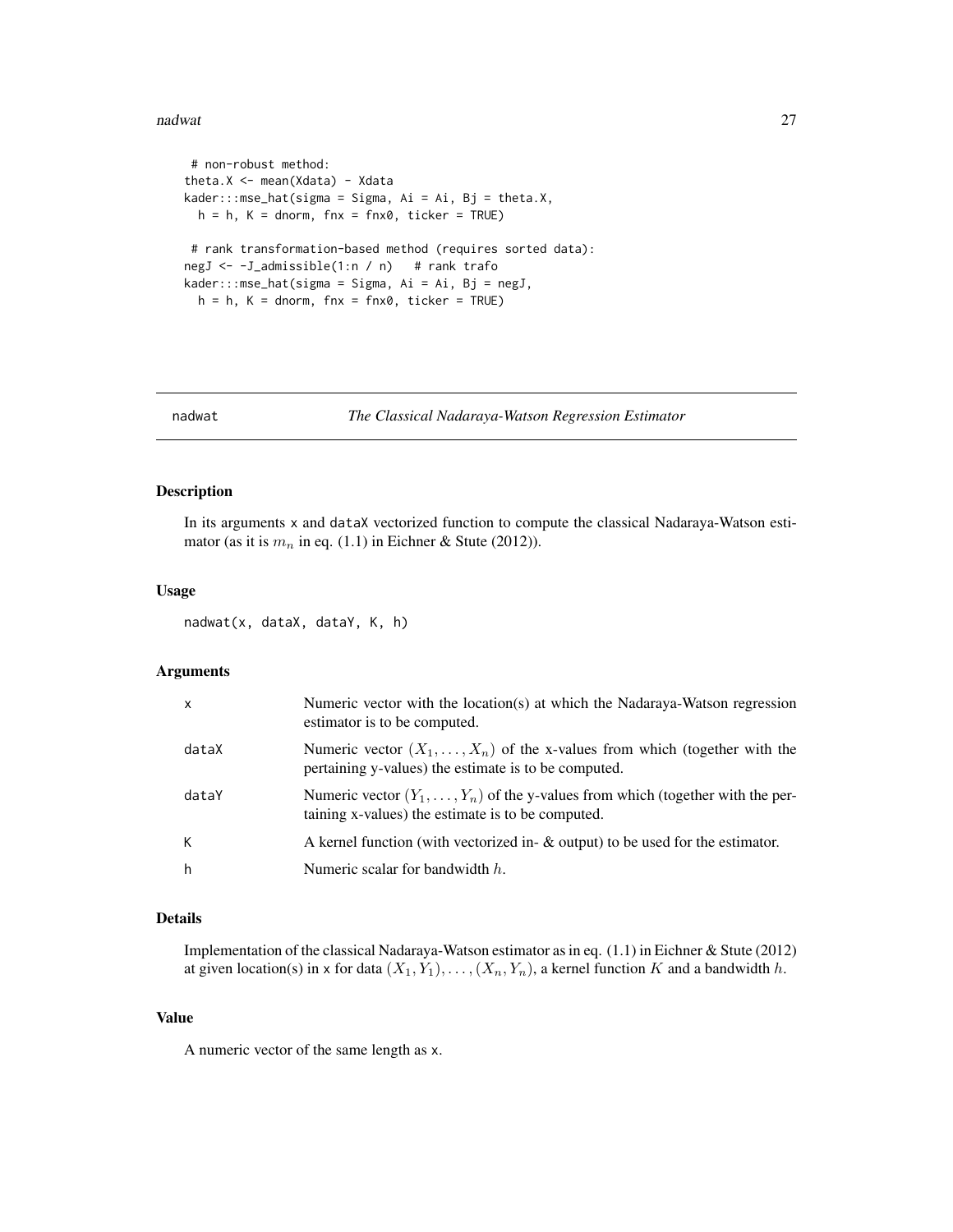```
 # non-robust method:
theta.X <- mean(Xdata) - Xdata
kader:::mse_hat(sigma = Sigma, Ai = Ai, Bj = theta.X,
  h = h, K = dnorm, fnx = fnx0, ticker = TRUE)

 # rank transformation-based method (requires sorted data):
negJ <- -J_admissible(1:n / n)   # rank trafo
kader:::mse_hat(sigma = Sigma, Ai = Ai, Bj = negJ,
  h = h, K = dnorm, fnx = fnx0, ticker = TRUE)
```

## nadwat — *The Classical Nadaraya-Watson Regression Estimator*

### Description

In its arguments x and dataX vectorized function to compute the classical Nadaraya-Watson estimator (as it is $m_n$ in eq. (1.1) in Eichner & Stute (2012)).

### Usage

```
nadwat(x, dataX, dataY, K, h)
```

### Arguments

| | |
|---|---|
| x | Numeric vector with the location(s) at which the Nadaraya-Watson regression estimator is to be computed. |
| dataX | Numeric vector $(X_1, \ldots, X_n)$ of the x-values from which (together with the pertaining y-values) the estimate is to be computed. |
| dataY | Numeric vector $(Y_1, \ldots, Y_n)$ of the y-values from which (together with the pertaining x-values) the estimate is to be computed. |
| K | A kernel function (with vectorized in- & output) to be used for the estimator. |
| h | Numeric scalar for bandwidth $h$. |

### Details

Implementation of the classical Nadaraya-Watson estimator as in eq. (1.1) in Eichner & Stute (2012) at given location(s) in x for data $(X_1, Y_1), \ldots, (X_n, Y_n)$, a kernel function $K$ and a bandwidth $h$.

### Value

A numeric vector of the same length as x.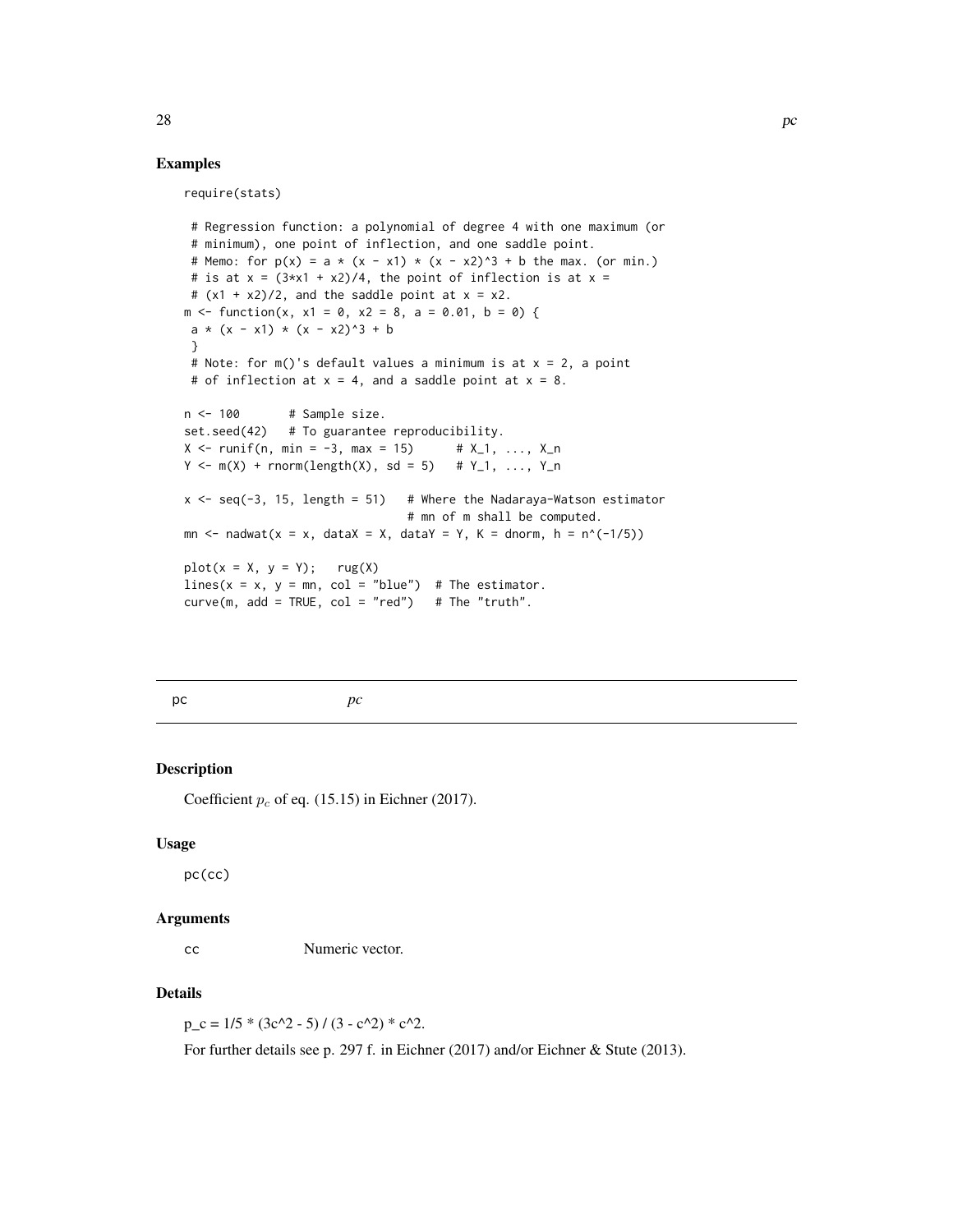## Examples

```
require(stats)

 # Regression function: a polynomial of degree 4 with one maximum (or
 # minimum), one point of inflection, and one saddle point.
 # Memo: for p(x) = a * (x - x1) * (x - x2)^3 + b the max. (or min.)
 # is at x = (3*x1 + x2)/4, the point of inflection is at x =
 # (x1 + x2)/2, and the saddle point at x = x2.
m <- function(x, x1 = 0, x2 = 8, a = 0.01, b = 0) {
 a * (x - x1) * (x - x2)^3 + b
 }
 # Note: for m()'s default values a minimum is at x = 2, a point
 # of inflection at x = 4, and a saddle point at x = 8.

n <- 100       # Sample size.
set.seed(42)   # To guarantee reproducibility.
X <- runif(n, min = -3, max = 15)      # X_1, ..., X_n
Y <- m(X) + rnorm(length(X), sd = 5)   # Y_1, ..., Y_n

x <- seq(-3, 15, length = 51)   # Where the Nadaraya-Watson estimator
                                # mn of m shall be computed.
mn <- nadwat(x = x, dataX = X, dataY = Y, K = dnorm, h = n^(-1/5))

plot(x = X, y = Y);   rug(X)
lines(x = x, y = mn, col = "blue")  # The estimator.
curve(m, add = TRUE, col = "red")   # The "truth".
```

---

# pc *pc*

---

## Description

Coefficient $p_c$ of eq. (15.15) in Eichner (2017).

## Usage

```
pc(cc)
```

## Arguments

| | |
|---|---|
| cc | Numeric vector. |

## Details

p_c = 1/5 * (3c^2 - 5) / (3 - c^2) * c^2.

For further details see p. 297 f. in Eichner (2017) and/or Eichner & Stute (2013).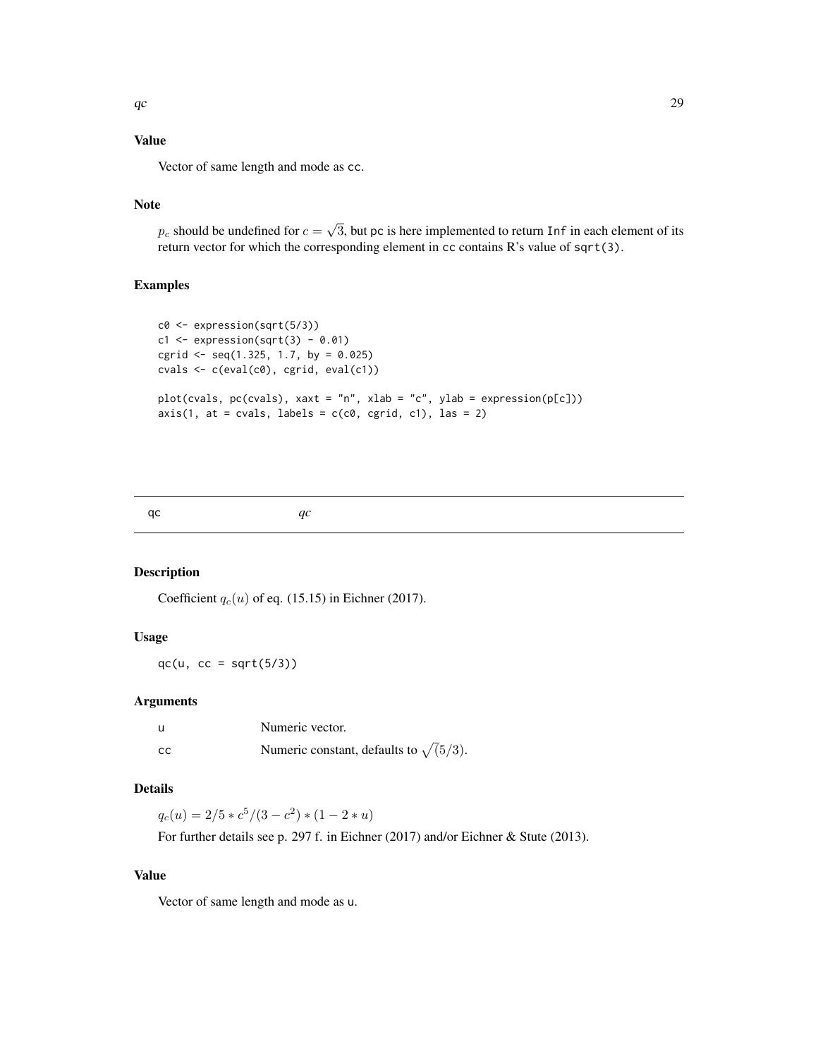## Value

Vector of same length and mode as `cc`.

## Note

$p_c$ should be undefined for $c = \sqrt{3}$, but `pc` is here implemented to return `Inf` in each element of its return vector for which the corresponding element in `cc` contains R's value of `sqrt(3)`.

## Examples

```
c0 <- expression(sqrt(5/3))
c1 <- expression(sqrt(3) - 0.01)
cgrid <- seq(1.325, 1.7, by = 0.025)
cvals <- c(eval(c0), cgrid, eval(c1))

plot(cvals, pc(cvals), xaxt = "n", xlab = "c", ylab = expression(p[c]))
axis(1, at = cvals, labels = c(c0, cgrid, c1), las = 2)
```

---

# qc *qc*

---

## Description

Coefficient $q_c(u)$ of eq. (15.15) in Eichner (2017).

## Usage

```
qc(u, cc = sqrt(5/3))
```

## Arguments

| | |
|---|---|
| u | Numeric vector. |
| cc | Numeric constant, defaults to $\sqrt(5/3)$. |

## Details

$q_c(u) = 2/5 * c^5/(3 - c^2) * (1 - 2 * u)$

For further details see p. 297 f. in Eichner (2017) and/or Eichner & Stute (2013).

## Value

Vector of same length and mode as `u`.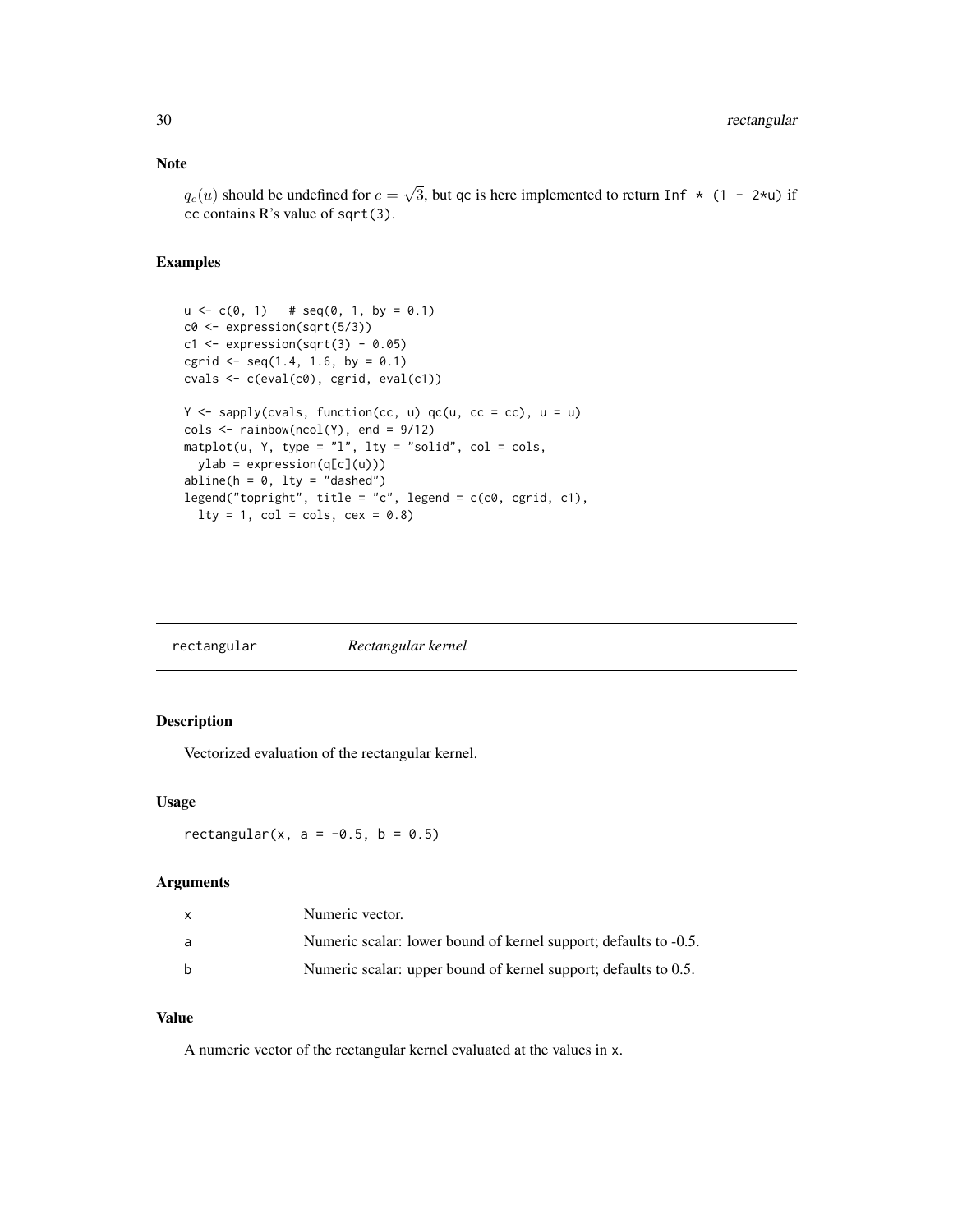### Note

$q_c(u)$ should be undefined for $c = \sqrt{3}$, but qc is here implemented to return `Inf * (1 - 2*u)` if cc contains R's value of `sqrt(3)`.

### Examples

```
u <- c(0, 1)   # seq(0, 1, by = 0.1)
c0 <- expression(sqrt(5/3))
c1 <- expression(sqrt(3) - 0.05)
cgrid <- seq(1.4, 1.6, by = 0.1)
cvals <- c(eval(c0), cgrid, eval(c1))

Y <- sapply(cvals, function(cc, u) qc(u, cc = cc), u = u)
cols <- rainbow(ncol(Y), end = 9/12)
matplot(u, Y, type = "l", lty = "solid", col = cols,
  ylab = expression(q[c](u)))
abline(h = 0, lty = "dashed")
legend("topright", title = "c", legend = c(c0, cgrid, c1),
  lty = 1, col = cols, cex = 0.8)
```

## rectangular — *Rectangular kernel*

### Description

Vectorized evaluation of the rectangular kernel.

### Usage

```
rectangular(x, a = -0.5, b = 0.5)
```

### Arguments

| | |
|---|---|
| x | Numeric vector. |
| a | Numeric scalar: lower bound of kernel support; defaults to -0.5. |
| b | Numeric scalar: upper bound of kernel support; defaults to 0.5. |

### Value

A numeric vector of the rectangular kernel evaluated at the values in x.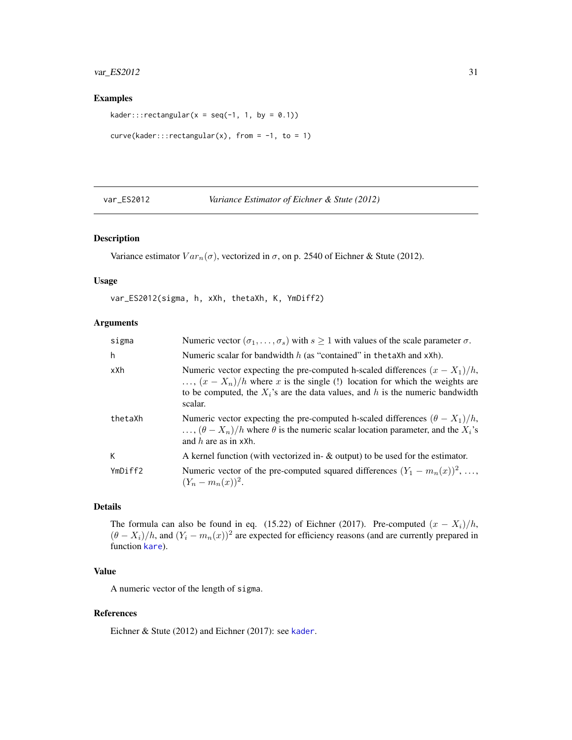## Examples

```
kader:::rectangular(x = seq(-1, 1, by = 0.1))

curve(kader:::rectangular(x), from = -1, to = 1)
```

---

# var_ES2012 — *Variance Estimator of Eichner & Stute (2012)*

## Description

Variance estimator $Var_n(\sigma)$, vectorized in $\sigma$, on p. 2540 of Eichner & Stute (2012).

## Usage

```
var_ES2012(sigma, h, xXh, thetaXh, K, YmDiff2)
```

## Arguments

| | |
|---|---|
| sigma | Numeric vector $(\sigma_1, \ldots, \sigma_s)$ with $s \geq 1$ with values of the scale parameter $\sigma$. |
| h | Numeric scalar for bandwidth $h$ (as "contained" in thetaXh and xXh). |
| xXh | Numeric vector expecting the pre-computed h-scaled differences $(x - X_1)/h$, $\ldots$, $(x - X_n)/h$ where $x$ is the single (!) location for which the weights are to be computed, the $X_i$'s are the data values, and $h$ is the numeric bandwidth scalar. |
| thetaXh | Numeric vector expecting the pre-computed h-scaled differences $(\theta - X_1)/h$, $\ldots$, $(\theta - X_n)/h$ where $\theta$ is the numeric scalar location parameter, and the $X_i$'s and $h$ are as in xXh. |
| K | A kernel function (with vectorized in- & output) to be used for the estimator. |
| YmDiff2 | Numeric vector of the pre-computed squared differences $(Y_1 - m_n(x))^2$, $\ldots$, $(Y_n - m_n(x))^2$. |

## Details

The formula can also be found in eq. (15.22) of Eichner (2017). Pre-computed $(x - X_i)/h$, $(\theta - X_i)/h$, and $(Y_i - m_n(x))^2$ are expected for efficiency reasons (and are currently prepared in function kare).

## Value

A numeric vector of the length of sigma.

## References

Eichner & Stute (2012) and Eichner (2017): see kader.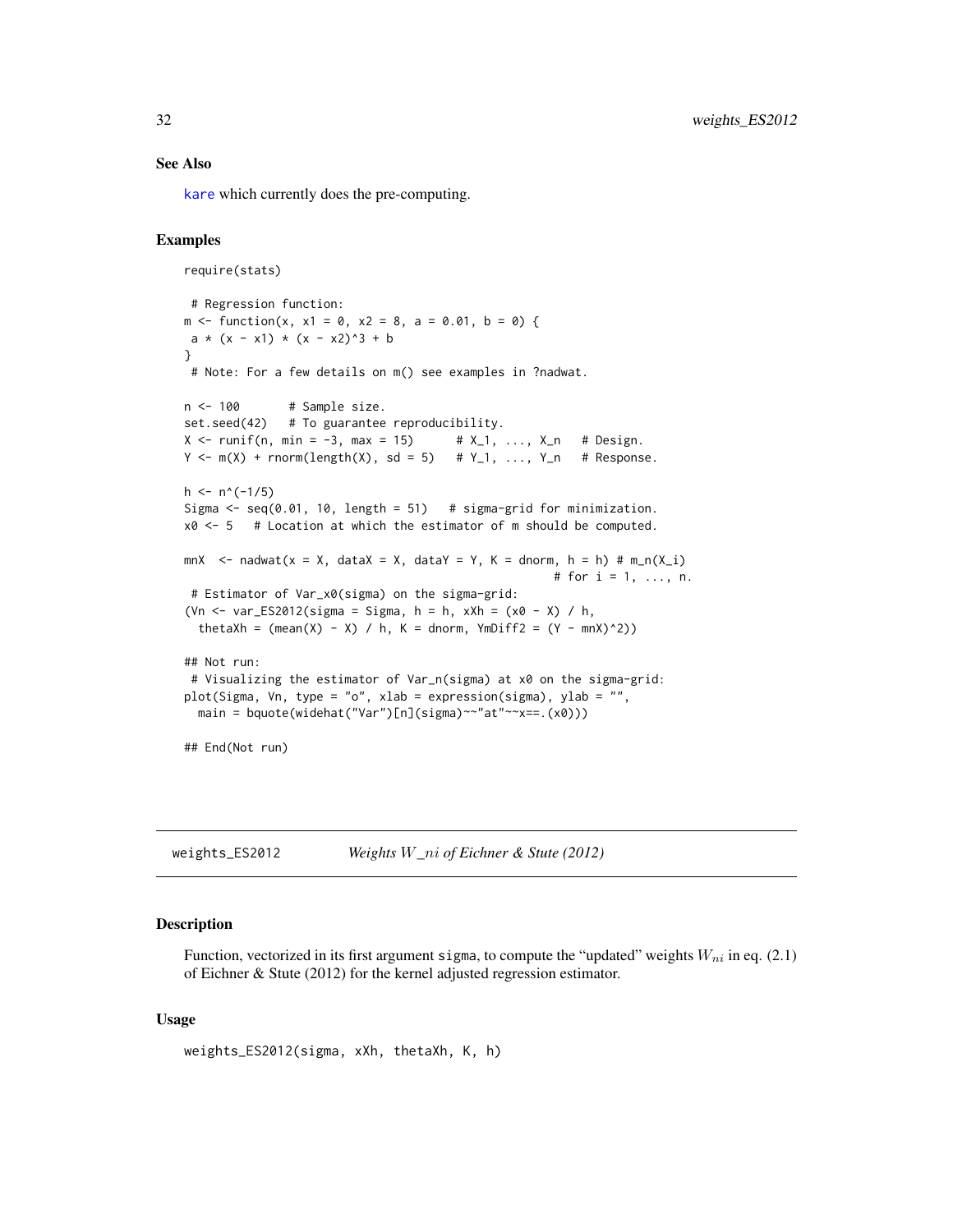### See Also

kare which currently does the pre-computing.

### Examples

```
require(stats)

 # Regression function:
m <- function(x, x1 = 0, x2 = 8, a = 0.01, b = 0) {
 a * (x - x1) * (x - x2)^3 + b
}
 # Note: For a few details on m() see examples in ?nadwat.

n <- 100       # Sample size.
set.seed(42)   # To guarantee reproducibility.
X <- runif(n, min = -3, max = 15)      # X_1, ..., X_n   # Design.
Y <- m(X) + rnorm(length(X), sd = 5)   # Y_1, ..., Y_n   # Response.

h <- n^(-1/5)
Sigma <- seq(0.01, 10, length = 51)   # sigma-grid for minimization.
x0 <- 5   # Location at which the estimator of m should be computed.

mnX  <- nadwat(x = X, dataX = X, dataY = Y, K = dnorm, h = h) # m_n(X_i)
                                                        # for i = 1, ..., n.
 # Estimator of Var_x0(sigma) on the sigma-grid:
(Vn <- var_ES2012(sigma = Sigma, h = h, xXh = (x0 - X) / h,
  thetaXh = (mean(X) - X) / h, K = dnorm, YmDiff2 = (Y - mnX)^2))

## Not run:
 # Visualizing the estimator of Var_n(sigma) at x0 on the sigma-grid:
plot(Sigma, Vn, type = "o", xlab = expression(sigma), ylab = "",
  main = bquote(widehat("Var")[n](sigma)~~"at"~~x==.(x0)))

## End(Not run)
```

---

## weights_ES2012 *Weights $W\_ni$ of Eichner & Stute (2012)*

### Description

Function, vectorized in its first argument sigma, to compute the "updated" weights $W_{ni}$ in eq. (2.1) of Eichner & Stute (2012) for the kernel adjusted regression estimator.

### Usage

```
weights_ES2012(sigma, xXh, thetaXh, K, h)
```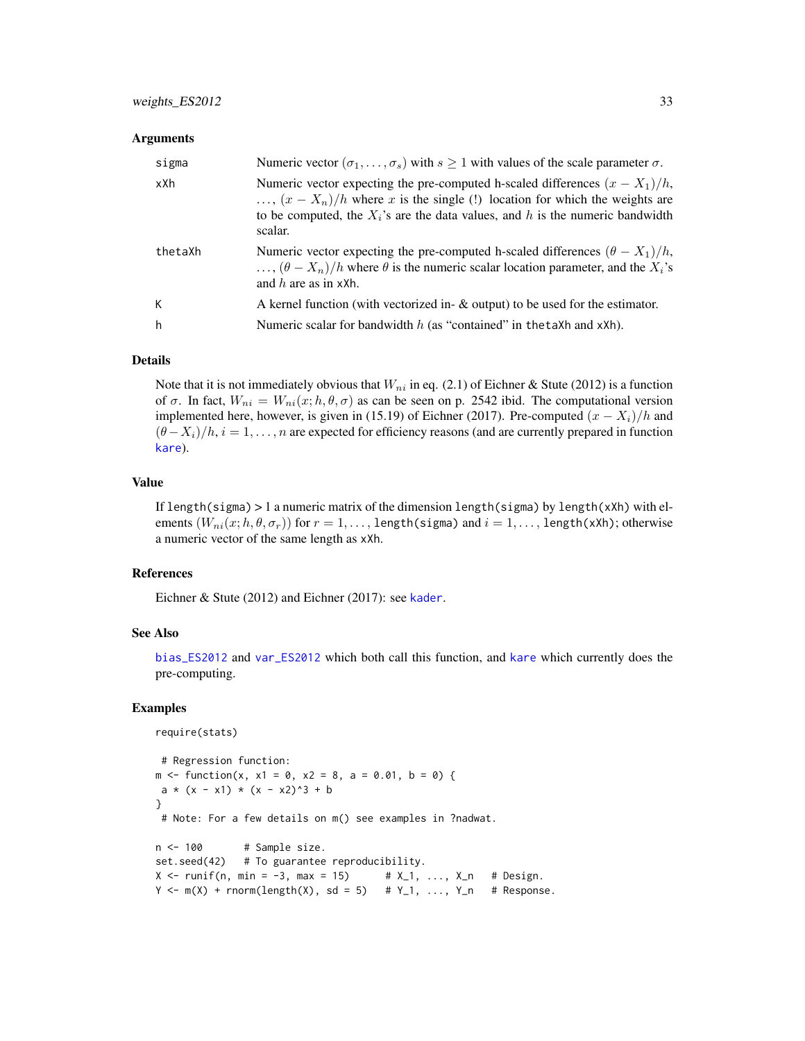### Arguments

| | |
|---|---|
| sigma | Numeric vector $(\sigma_1, \ldots, \sigma_s)$ with $s \geq 1$ with values of the scale parameter $\sigma$. |
| xXh | Numeric vector expecting the pre-computed h-scaled differences $(x - X_1)/h$, $\ldots$, $(x - X_n)/h$ where $x$ is the single (!) location for which the weights are to be computed, the $X_i$'s are the data values, and $h$ is the numeric bandwidth scalar. |
| thetaXh | Numeric vector expecting the pre-computed h-scaled differences $(\theta - X_1)/h$, $\ldots$, $(\theta - X_n)/h$ where $\theta$ is the numeric scalar location parameter, and the $X_i$'s and $h$ are as in xXh. |
| K | A kernel function (with vectorized in- & output) to be used for the estimator. |
| h | Numeric scalar for bandwidth $h$ (as "contained" in thetaXh and xXh). |

### Details

Note that it is not immediately obvious that $W_{ni}$ in eq. (2.1) of Eichner & Stute (2012) is a function of $\sigma$. In fact, $W_{ni} = W_{ni}(x; h, \theta, \sigma)$ as can be seen on p. 2542 ibid. The computational version implemented here, however, is given in (15.19) of Eichner (2017). Pre-computed $(x - X_i)/h$ and $(\theta - X_i)/h$, $i = 1, \ldots, n$ are expected for efficiency reasons (and are currently prepared in function kare).

### Value

If length(sigma) > 1 a numeric matrix of the dimension length(sigma) by length(xXh) with elements $(W_{ni}(x; h, \theta, \sigma_r))$ for $r = 1, \ldots,$ length(sigma) and $i = 1, \ldots,$ length(xXh); otherwise a numeric vector of the same length as xXh.

### References

Eichner & Stute (2012) and Eichner (2017): see kader.

### See Also

bias_ES2012 and var_ES2012 which both call this function, and kare which currently does the pre-computing.

### Examples

```
require(stats)

 # Regression function:
m <- function(x, x1 = 0, x2 = 8, a = 0.01, b = 0) {
 a * (x - x1) * (x - x2)^3 + b
}
 # Note: For a few details on m() see examples in ?nadwat.

n <- 100       # Sample size.
set.seed(42)   # To guarantee reproducibility.
X <- runif(n, min = -3, max = 15)      # X_1, ..., X_n   # Design.
Y <- m(X) + rnorm(length(X), sd = 5)   # Y_1, ..., Y_n   # Response.
```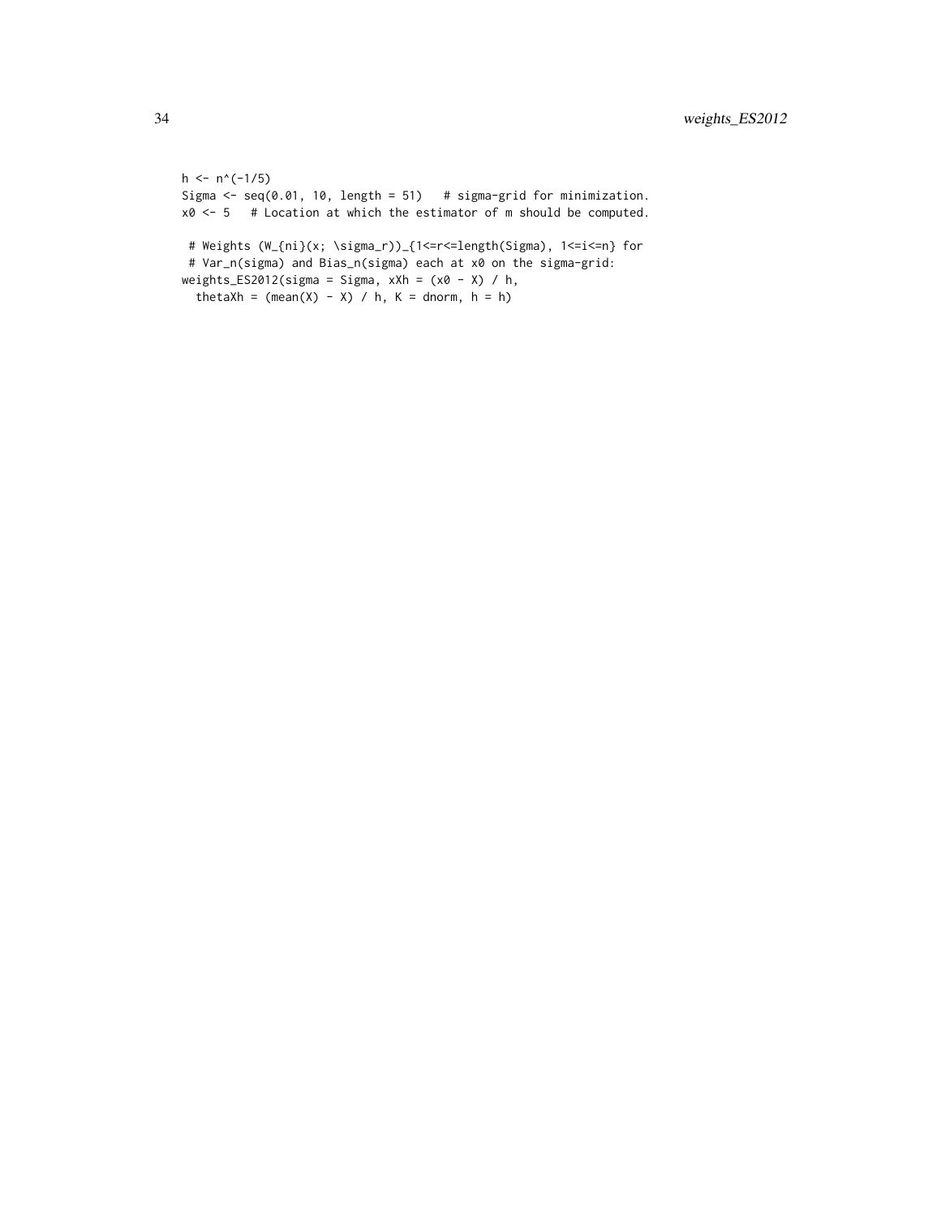```
h <- n^(-1/5)
Sigma <- seq(0.01, 10, length = 51)   # sigma-grid for minimization.
x0 <- 5   # Location at which the estimator of m should be computed.

 # Weights (W_{ni}(x; \sigma_r))_{1<=r<=length(Sigma), 1<=i<=n} for
 # Var_n(sigma) and Bias_n(sigma) each at x0 on the sigma-grid:
weights_ES2012(sigma = Sigma, xXh = (x0 - X) / h,
  thetaXh = (mean(X) - X) / h, K = dnorm, h = h)
```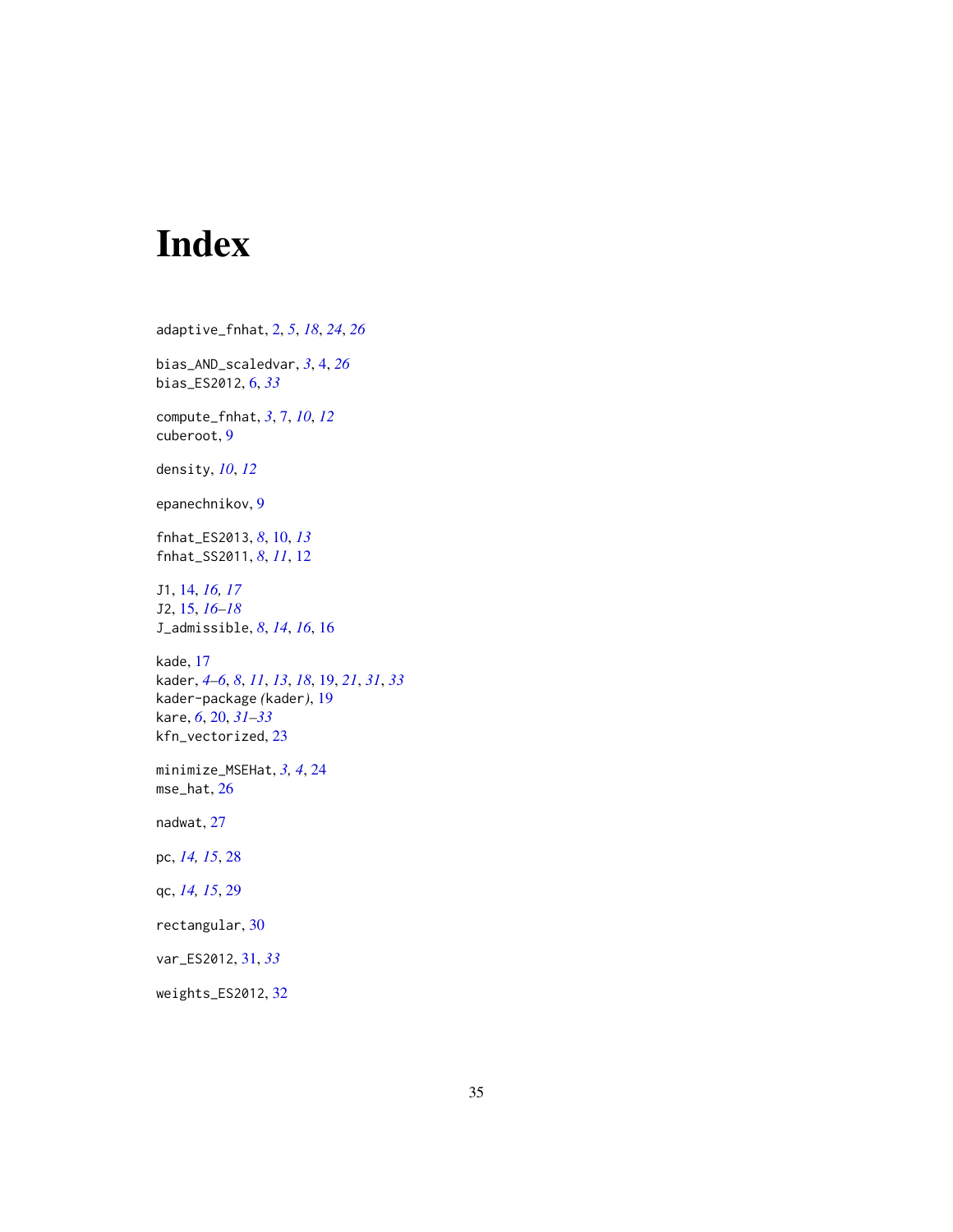# Index

adaptive_fnhat, 2, *5*, *18*, *24*, *26*

bias_AND_scaledvar, *3*, 4, *26*
bias_ES2012, 6, *33*

compute_fnhat, *3*, 7, *10*, *12*
cuberoot, 9

density, *10*, *12*

epanechnikov, 9

fnhat_ES2013, *8*, 10, *13*
fnhat_SS2011, *8*, *11*, 12

J1, 14, *16, 17*
J2, 15, *16–18*
J_admissible, *8*, *14*, *16*, 16

kade, 17
kader, *4–6*, *8*, *11*, *13*, *18*, 19, *21*, *31*, *33*
kader-package *(*kader*)*, 19
kare, *6*, 20, *31–33*
kfn_vectorized, 23

minimize_MSEHat, *3, 4*, 24
mse_hat, 26

nadwat, 27

pc, *14, 15*, 28

qc, *14, 15*, 29

rectangular, 30

var_ES2012, 31, *33*

weights_ES2012, 32